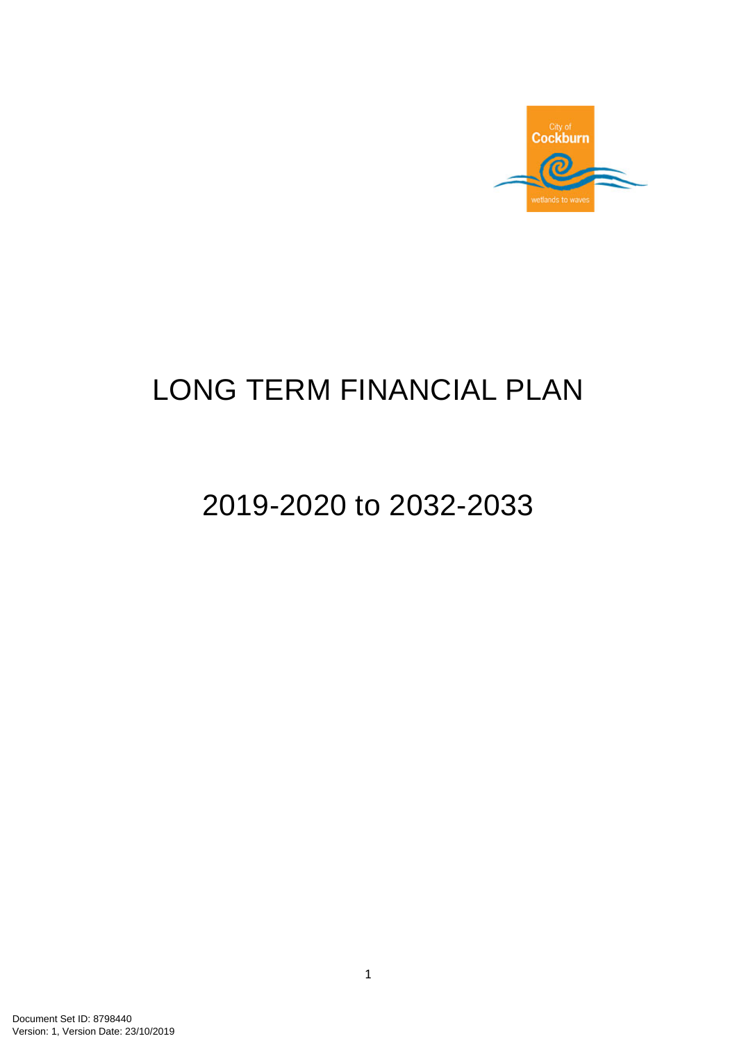# LONG TERM FINANCIAL PLAN

## 2019-2020 to 2032-2033

Document Set ID: 8798440
Version: 1, Version Date: 23/10/2019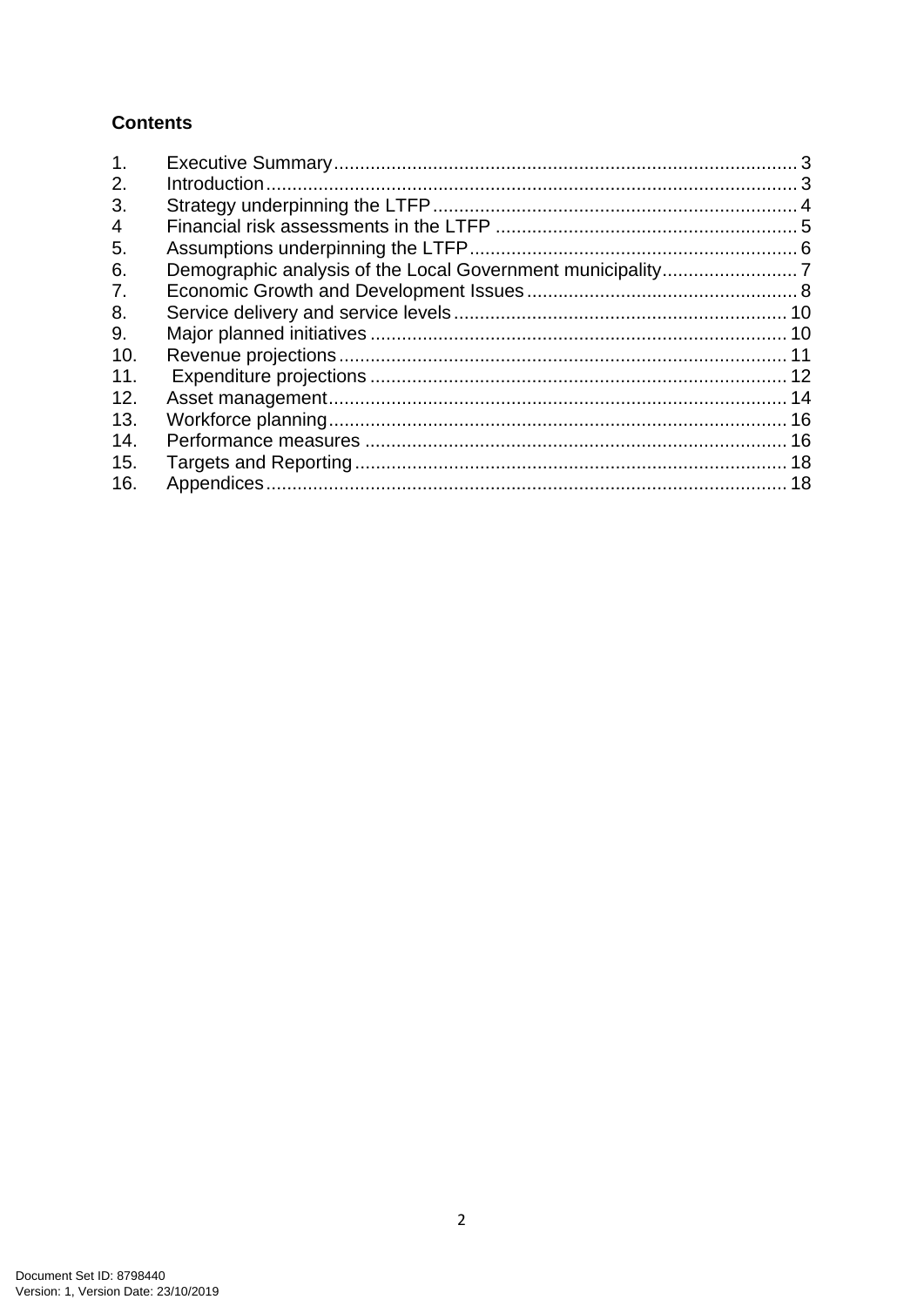## Contents

1. Executive Summary ........ 3
2. Introduction ........ 3
3. Strategy underpinning the LTFP ........ 4
4 Financial risk assessments in the LTFP ........ 5
5. Assumptions underpinning the LTFP ........ 6
6. Demographic analysis of the Local Government municipality ........ 7
7. Economic Growth and Development Issues ........ 8
8. Service delivery and service levels ........ 10
9. Major planned initiatives ........ 10
10. Revenue projections ........ 11
11. Expenditure projections ........ 12
12. Asset management ........ 14
13. Workforce planning ........ 16
14. Performance measures ........ 16
15. Targets and Reporting ........ 18
16. Appendices ........ 18

Document Set ID: 8798440
Version: 1, Version Date: 23/10/2019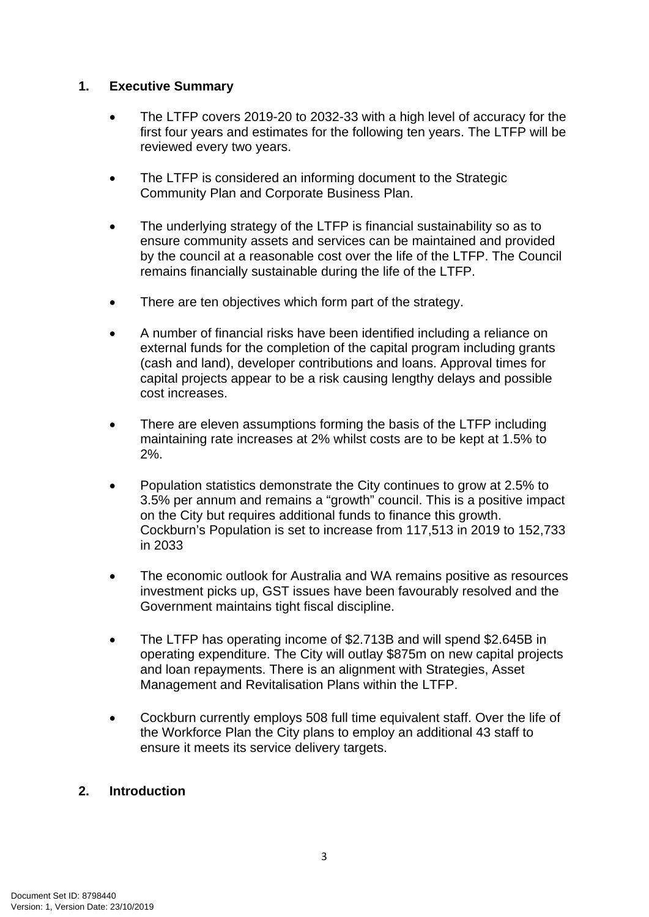## 1. Executive Summary

- The LTFP covers 2019-20 to 2032-33 with a high level of accuracy for the first four years and estimates for the following ten years. The LTFP will be reviewed every two years.

- The LTFP is considered an informing document to the Strategic Community Plan and Corporate Business Plan.

- The underlying strategy of the LTFP is financial sustainability so as to ensure community assets and services can be maintained and provided by the council at a reasonable cost over the life of the LTFP. The Council remains financially sustainable during the life of the LTFP.

- There are ten objectives which form part of the strategy.

- A number of financial risks have been identified including a reliance on external funds for the completion of the capital program including grants (cash and land), developer contributions and loans. Approval times for capital projects appear to be a risk causing lengthy delays and possible cost increases.

- There are eleven assumptions forming the basis of the LTFP including maintaining rate increases at 2% whilst costs are to be kept at 1.5% to 2%.

- Population statistics demonstrate the City continues to grow at 2.5% to 3.5% per annum and remains a "growth" council. This is a positive impact on the City but requires additional funds to finance this growth. Cockburn's Population is set to increase from 117,513 in 2019 to 152,733 in 2033

- The economic outlook for Australia and WA remains positive as resources investment picks up, GST issues have been favourably resolved and the Government maintains tight fiscal discipline.

- The LTFP has operating income of $2.713B and will spend $2.645B in operating expenditure. The City will outlay $875m on new capital projects and loan repayments. There is an alignment with Strategies, Asset Management and Revitalisation Plans within the LTFP.

- Cockburn currently employs 508 full time equivalent staff. Over the life of the Workforce Plan the City plans to employ an additional 43 staff to ensure it meets its service delivery targets.

## 2. Introduction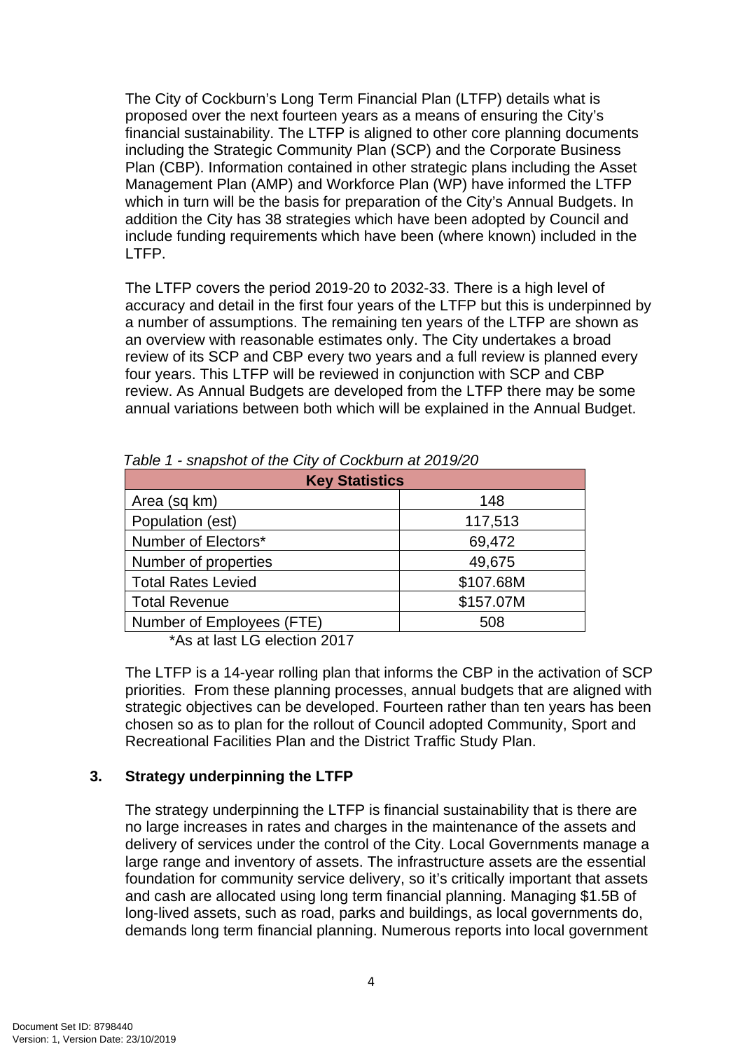The City of Cockburn's Long Term Financial Plan (LTFP) details what is proposed over the next fourteen years as a means of ensuring the City's financial sustainability. The LTFP is aligned to other core planning documents including the Strategic Community Plan (SCP) and the Corporate Business Plan (CBP). Information contained in other strategic plans including the Asset Management Plan (AMP) and Workforce Plan (WP) have informed the LTFP which in turn will be the basis for preparation of the City's Annual Budgets. In addition the City has 38 strategies which have been adopted by Council and include funding requirements which have been (where known) included in the LTFP.

The LTFP covers the period 2019-20 to 2032-33. There is a high level of accuracy and detail in the first four years of the LTFP but this is underpinned by a number of assumptions. The remaining ten years of the LTFP are shown as an overview with reasonable estimates only. The City undertakes a broad review of its SCP and CBP every two years and a full review is planned every four years. This LTFP will be reviewed in conjunction with SCP and CBP review. As Annual Budgets are developed from the LTFP there may be some annual variations between both which will be explained in the Annual Budget.

*Table 1 - snapshot of the City of Cockburn at 2019/20*

| Key Statistics | |
|---|---|
| Area (sq km) | 148 |
| Population (est) | 117,513 |
| Number of Electors* | 69,472 |
| Number of properties | 49,675 |
| Total Rates Levied | $107.68M |
| Total Revenue | $157.07M |
| Number of Employees (FTE) | 508 |

*As at last LG election 2017

The LTFP is a 14-year rolling plan that informs the CBP in the activation of SCP priorities. From these planning processes, annual budgets that are aligned with strategic objectives can be developed. Fourteen rather than ten years has been chosen so as to plan for the rollout of Council adopted Community, Sport and Recreational Facilities Plan and the District Traffic Study Plan.

## 3. Strategy underpinning the LTFP

The strategy underpinning the LTFP is financial sustainability that is there are no large increases in rates and charges in the maintenance of the assets and delivery of services under the control of the City. Local Governments manage a large range and inventory of assets. The infrastructure assets are the essential foundation for community service delivery, so it's critically important that assets and cash are allocated using long term financial planning. Managing $1.5B of long-lived assets, such as road, parks and buildings, as local governments do, demands long term financial planning. Numerous reports into local government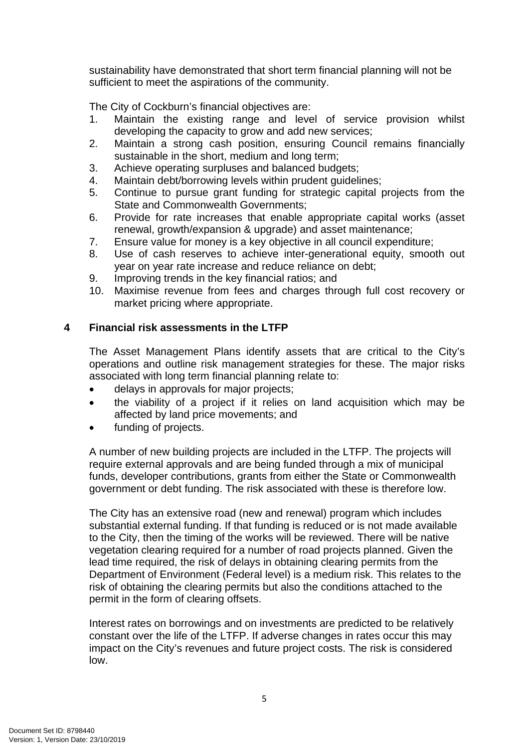sustainability have demonstrated that short term financial planning will not be sufficient to meet the aspirations of the community.

The City of Cockburn's financial objectives are:

1. Maintain the existing range and level of service provision whilst developing the capacity to grow and add new services;
2. Maintain a strong cash position, ensuring Council remains financially sustainable in the short, medium and long term;
3. Achieve operating surpluses and balanced budgets;
4. Maintain debt/borrowing levels within prudent guidelines;
5. Continue to pursue grant funding for strategic capital projects from the State and Commonwealth Governments;
6. Provide for rate increases that enable appropriate capital works (asset renewal, growth/expansion & upgrade) and asset maintenance;
7. Ensure value for money is a key objective in all council expenditure;
8. Use of cash reserves to achieve inter-generational equity, smooth out year on year rate increase and reduce reliance on debt;
9. Improving trends in the key financial ratios; and
10. Maximise revenue from fees and charges through full cost recovery or market pricing where appropriate.

## 4 Financial risk assessments in the LTFP

The Asset Management Plans identify assets that are critical to the City's operations and outline risk management strategies for these. The major risks associated with long term financial planning relate to:

- delays in approvals for major projects;
- the viability of a project if it relies on land acquisition which may be affected by land price movements; and
- funding of projects.

A number of new building projects are included in the LTFP. The projects will require external approvals and are being funded through a mix of municipal funds, developer contributions, grants from either the State or Commonwealth government or debt funding. The risk associated with these is therefore low.

The City has an extensive road (new and renewal) program which includes substantial external funding. If that funding is reduced or is not made available to the City, then the timing of the works will be reviewed. There will be native vegetation clearing required for a number of road projects planned. Given the lead time required, the risk of delays in obtaining clearing permits from the Department of Environment (Federal level) is a medium risk. This relates to the risk of obtaining the clearing permits but also the conditions attached to the permit in the form of clearing offsets.

Interest rates on borrowings and on investments are predicted to be relatively constant over the life of the LTFP. If adverse changes in rates occur this may impact on the City's revenues and future project costs. The risk is considered low.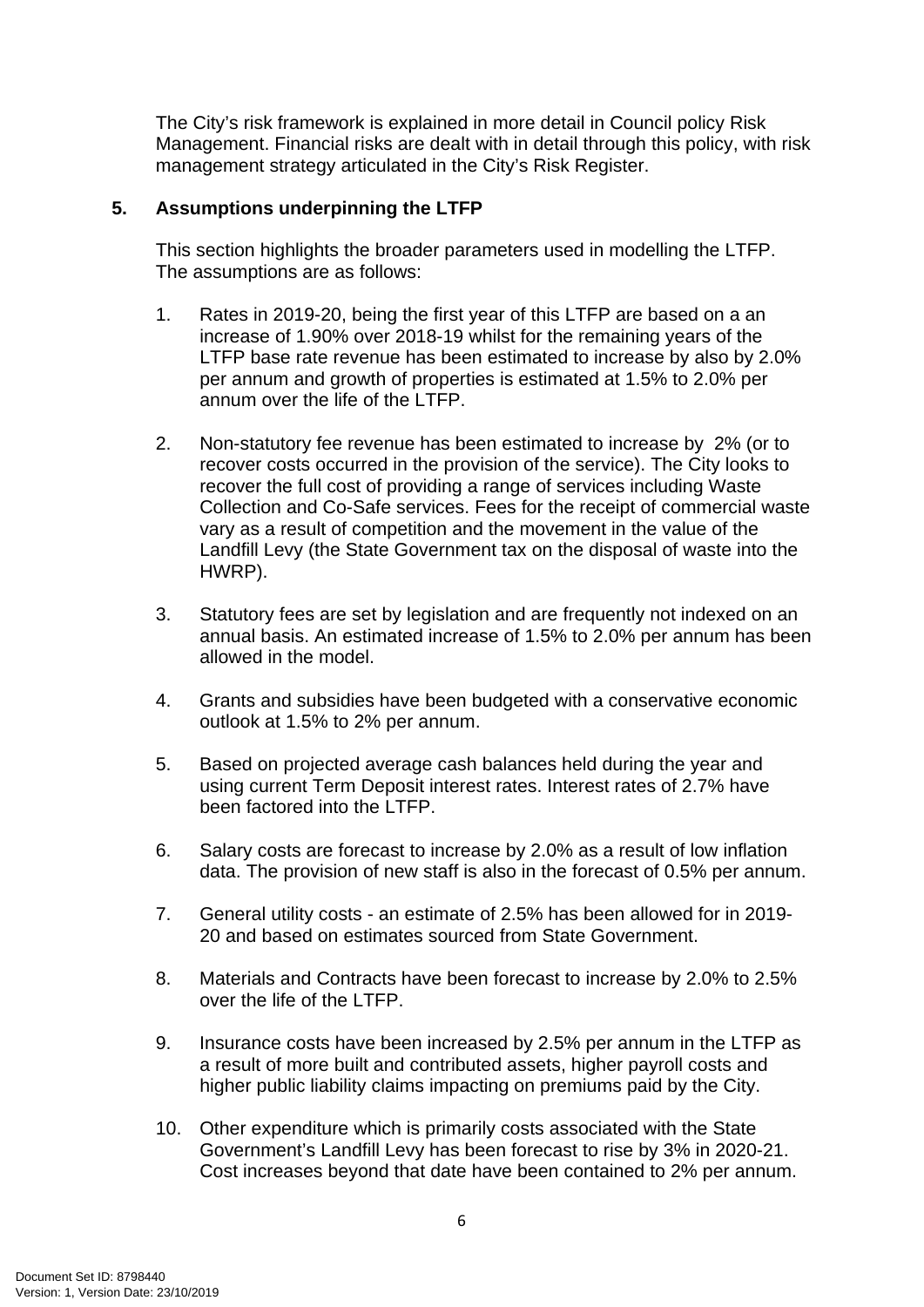The City's risk framework is explained in more detail in Council policy Risk Management. Financial risks are dealt with in detail through this policy, with risk management strategy articulated in the City's Risk Register.

## 5. Assumptions underpinning the LTFP

This section highlights the broader parameters used in modelling the LTFP. The assumptions are as follows:

1. Rates in 2019-20, being the first year of this LTFP are based on a an increase of 1.90% over 2018-19 whilst for the remaining years of the LTFP base rate revenue has been estimated to increase by also by 2.0% per annum and growth of properties is estimated at 1.5% to 2.0% per annum over the life of the LTFP.

2. Non-statutory fee revenue has been estimated to increase by 2% (or to recover costs occurred in the provision of the service). The City looks to recover the full cost of providing a range of services including Waste Collection and Co-Safe services. Fees for the receipt of commercial waste vary as a result of competition and the movement in the value of the Landfill Levy (the State Government tax on the disposal of waste into the HWRP).

3. Statutory fees are set by legislation and are frequently not indexed on an annual basis. An estimated increase of 1.5% to 2.0% per annum has been allowed in the model.

4. Grants and subsidies have been budgeted with a conservative economic outlook at 1.5% to 2% per annum.

5. Based on projected average cash balances held during the year and using current Term Deposit interest rates. Interest rates of 2.7% have been factored into the LTFP.

6. Salary costs are forecast to increase by 2.0% as a result of low inflation data. The provision of new staff is also in the forecast of 0.5% per annum.

7. General utility costs - an estimate of 2.5% has been allowed for in 2019-20 and based on estimates sourced from State Government.

8. Materials and Contracts have been forecast to increase by 2.0% to 2.5% over the life of the LTFP.

9. Insurance costs have been increased by 2.5% per annum in the LTFP as a result of more built and contributed assets, higher payroll costs and higher public liability claims impacting on premiums paid by the City.

10. Other expenditure which is primarily costs associated with the State Government's Landfill Levy has been forecast to rise by 3% in 2020-21. Cost increases beyond that date have been contained to 2% per annum.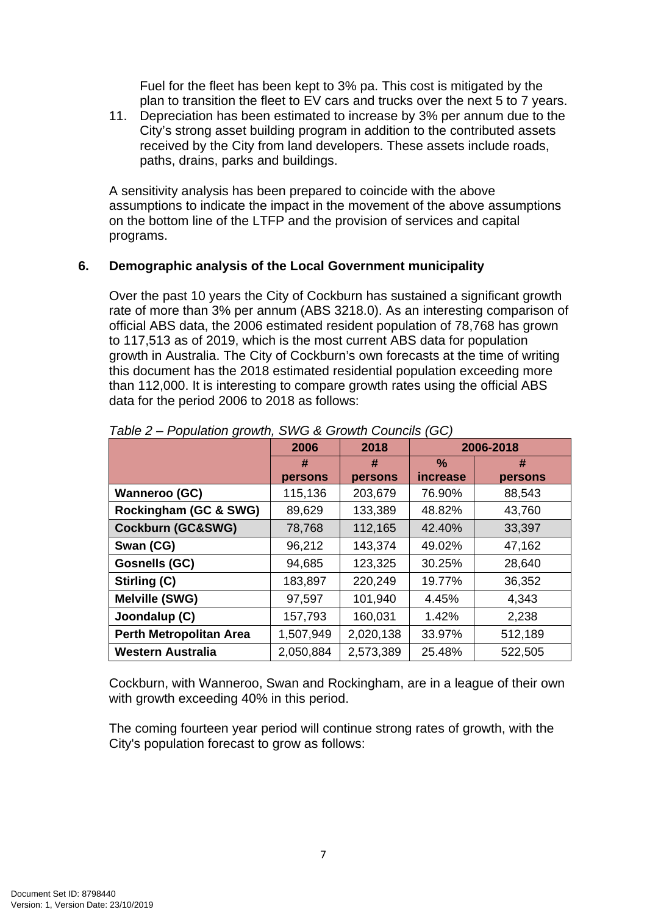Fuel for the fleet has been kept to 3% pa. This cost is mitigated by the plan to transition the fleet to EV cars and trucks over the next 5 to 7 years.

11. Depreciation has been estimated to increase by 3% per annum due to the City's strong asset building program in addition to the contributed assets received by the City from land developers. These assets include roads, paths, drains, parks and buildings.

A sensitivity analysis has been prepared to coincide with the above assumptions to indicate the impact in the movement of the above assumptions on the bottom line of the LTFP and the provision of services and capital programs.

## 6. Demographic analysis of the Local Government municipality

Over the past 10 years the City of Cockburn has sustained a significant growth rate of more than 3% per annum (ABS 3218.0). As an interesting comparison of official ABS data, the 2006 estimated resident population of 78,768 has grown to 117,513 as of 2019, which is the most current ABS data for population growth in Australia. The City of Cockburn's own forecasts at the time of writing this document has the 2018 estimated residential population exceeding more than 112,000. It is interesting to compare growth rates using the official ABS data for the period 2006 to 2018 as follows:

*Table 2 – Population growth, SWG & Growth Councils (GC)*

| | 2006 | 2018 | 2006-2018 | |
|---|---|---|---|---|
| | # persons | # persons | % increase | # persons |
| **Wanneroo (GC)** | 115,136 | 203,679 | 76.90% | 88,543 |
| **Rockingham (GC & SWG)** | 89,629 | 133,389 | 48.82% | 43,760 |
| **Cockburn (GC&SWG)** | 78,768 | 112,165 | 42.40% | 33,397 |
| **Swan (CG)** | 96,212 | 143,374 | 49.02% | 47,162 |
| **Gosnells (GC)** | 94,685 | 123,325 | 30.25% | 28,640 |
| **Stirling (C)** | 183,897 | 220,249 | 19.77% | 36,352 |
| **Melville (SWG)** | 97,597 | 101,940 | 4.45% | 4,343 |
| **Joondalup (C)** | 157,793 | 160,031 | 1.42% | 2,238 |
| **Perth Metropolitan Area** | 1,507,949 | 2,020,138 | 33.97% | 512,189 |
| **Western Australia** | 2,050,884 | 2,573,389 | 25.48% | 522,505 |

Cockburn, with Wanneroo, Swan and Rockingham, are in a league of their own with growth exceeding 40% in this period.

The coming fourteen year period will continue strong rates of growth, with the City's population forecast to grow as follows: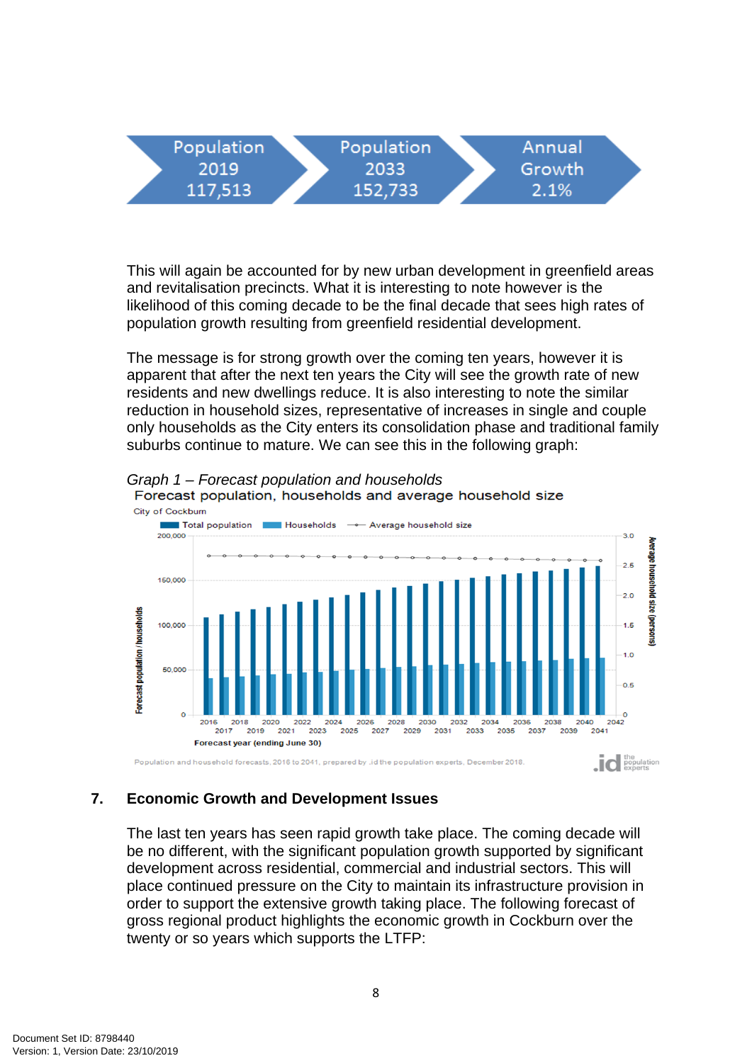Population 2019 117,513 | Population 2033 152,733 | Annual Growth 2.1%

This will again be accounted for by new urban development in greenfield areas and revitalisation precincts. What it is interesting to note however is the likelihood of this coming decade to be the final decade that sees high rates of population growth resulting from greenfield residential development.

The message is for strong growth over the coming ten years, however it is apparent that after the next ten years the City will see the growth rate of new residents and new dwellings reduce. It is also interesting to note the similar reduction in household sizes, representative of increases in single and couple only households as the City enters its consolidation phase and traditional family suburbs continue to mature. We can see this in the following graph:

*Graph 1 – Forecast population and households*

Forecast population, households and average household size

City of Cockburn

Population and household forecasts, 2016 to 2041, prepared by .id the population experts, December 2018.

## 7. Economic Growth and Development Issues

The last ten years has seen rapid growth take place. The coming decade will be no different, with the significant population growth supported by significant development across residential, commercial and industrial sectors. This will place continued pressure on the City to maintain its infrastructure provision in order to support the extensive growth taking place. The following forecast of gross regional product highlights the economic growth in Cockburn over the twenty or so years which supports the LTFP: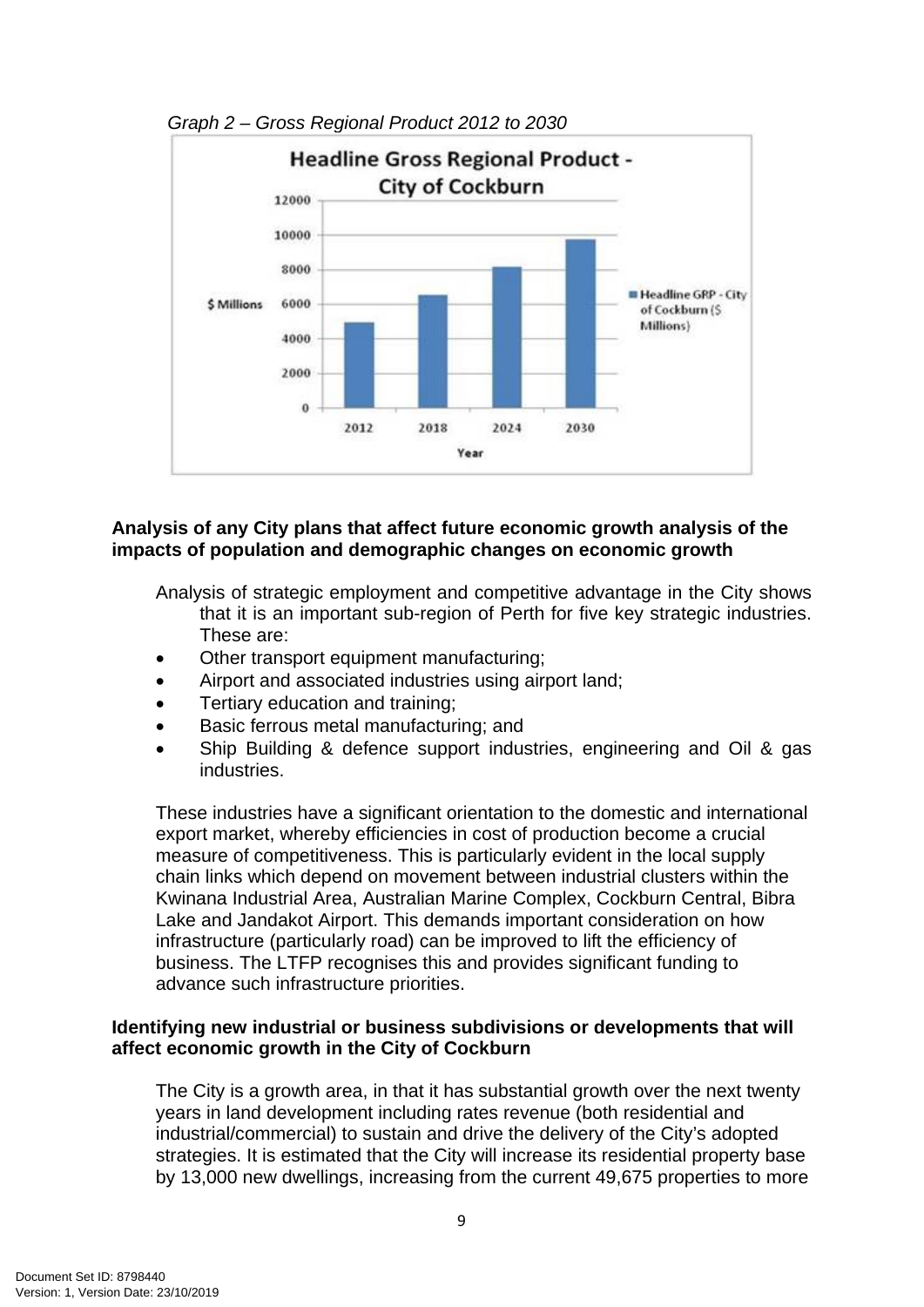*Graph 2 – Gross Regional Product 2012 to 2030*

**Analysis of any City plans that affect future economic growth analysis of the impacts of population and demographic changes on economic growth**

Analysis of strategic employment and competitive advantage in the City shows that it is an important sub-region of Perth for five key strategic industries. These are:

- Other transport equipment manufacturing;
- Airport and associated industries using airport land;
- Tertiary education and training;
- Basic ferrous metal manufacturing; and
- Ship Building & defence support industries, engineering and Oil & gas industries.

These industries have a significant orientation to the domestic and international export market, whereby efficiencies in cost of production become a crucial measure of competitiveness. This is particularly evident in the local supply chain links which depend on movement between industrial clusters within the Kwinana Industrial Area, Australian Marine Complex, Cockburn Central, Bibra Lake and Jandakot Airport. This demands important consideration on how infrastructure (particularly road) can be improved to lift the efficiency of business. The LTFP recognises this and provides significant funding to advance such infrastructure priorities.

**Identifying new industrial or business subdivisions or developments that will affect economic growth in the City of Cockburn**

The City is a growth area, in that it has substantial growth over the next twenty years in land development including rates revenue (both residential and industrial/commercial) to sustain and drive the delivery of the City's adopted strategies. It is estimated that the City will increase its residential property base by 13,000 new dwellings, increasing from the current 49,675 properties to more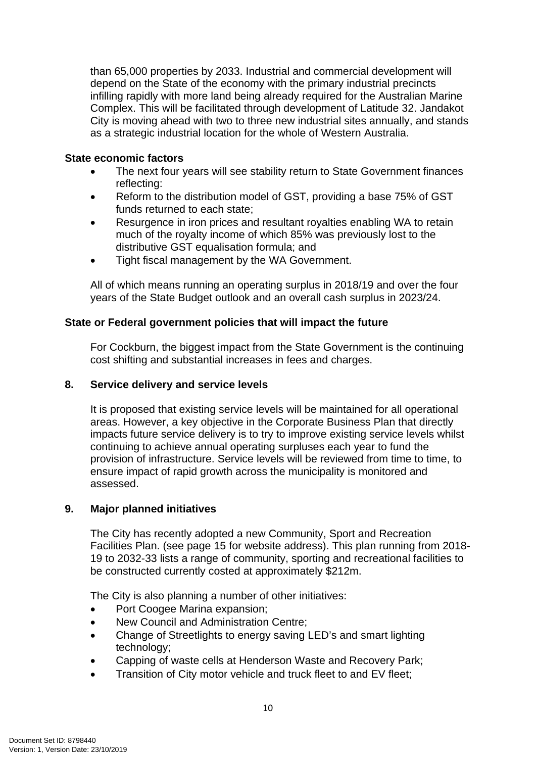than 65,000 properties by 2033. Industrial and commercial development will depend on the State of the economy with the primary industrial precincts infilling rapidly with more land being already required for the Australian Marine Complex. This will be facilitated through development of Latitude 32. Jandakot City is moving ahead with two to three new industrial sites annually, and stands as a strategic industrial location for the whole of Western Australia.

**State economic factors**

- The next four years will see stability return to State Government finances reflecting:
- Reform to the distribution model of GST, providing a base 75% of GST funds returned to each state;
- Resurgence in iron prices and resultant royalties enabling WA to retain much of the royalty income of which 85% was previously lost to the distributive GST equalisation formula; and
- Tight fiscal management by the WA Government.

All of which means running an operating surplus in 2018/19 and over the four years of the State Budget outlook and an overall cash surplus in 2023/24.

**State or Federal government policies that will impact the future**

For Cockburn, the biggest impact from the State Government is the continuing cost shifting and substantial increases in fees and charges.

## 8. Service delivery and service levels

It is proposed that existing service levels will be maintained for all operational areas. However, a key objective in the Corporate Business Plan that directly impacts future service delivery is to try to improve existing service levels whilst continuing to achieve annual operating surpluses each year to fund the provision of infrastructure. Service levels will be reviewed from time to time, to ensure impact of rapid growth across the municipality is monitored and assessed.

## 9. Major planned initiatives

The City has recently adopted a new Community, Sport and Recreation Facilities Plan. (see page 15 for website address). This plan running from 2018-19 to 2032-33 lists a range of community, sporting and recreational facilities to be constructed currently costed at approximately $212m.

The City is also planning a number of other initiatives:

- Port Coogee Marina expansion;
- New Council and Administration Centre;
- Change of Streetlights to energy saving LED's and smart lighting technology;
- Capping of waste cells at Henderson Waste and Recovery Park;
- Transition of City motor vehicle and truck fleet to and EV fleet;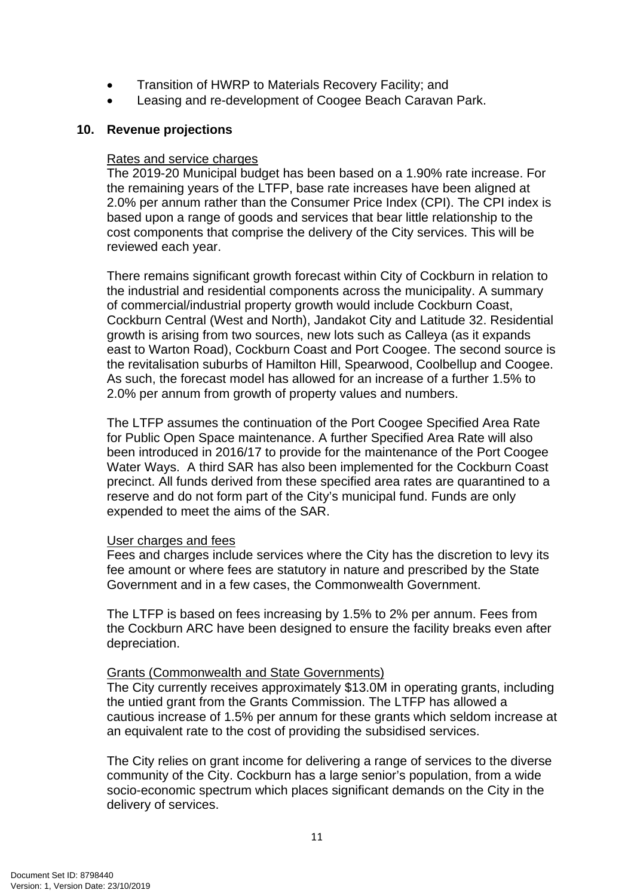- Transition of HWRP to Materials Recovery Facility; and
- Leasing and re-development of Coogee Beach Caravan Park.

## 10. Revenue projections

<u>Rates and service charges</u>

The 2019-20 Municipal budget has been based on a 1.90% rate increase. For the remaining years of the LTFP, base rate increases have been aligned at 2.0% per annum rather than the Consumer Price Index (CPI). The CPI index is based upon a range of goods and services that bear little relationship to the cost components that comprise the delivery of the City services. This will be reviewed each year.

There remains significant growth forecast within City of Cockburn in relation to the industrial and residential components across the municipality. A summary of commercial/industrial property growth would include Cockburn Coast, Cockburn Central (West and North), Jandakot City and Latitude 32. Residential growth is arising from two sources, new lots such as Calleya (as it expands east to Warton Road), Cockburn Coast and Port Coogee. The second source is the revitalisation suburbs of Hamilton Hill, Spearwood, Coolbellup and Coogee. As such, the forecast model has allowed for an increase of a further 1.5% to 2.0% per annum from growth of property values and numbers.

The LTFP assumes the continuation of the Port Coogee Specified Area Rate for Public Open Space maintenance. A further Specified Area Rate will also been introduced in 2016/17 to provide for the maintenance of the Port Coogee Water Ways. A third SAR has also been implemented for the Cockburn Coast precinct. All funds derived from these specified area rates are quarantined to a reserve and do not form part of the City's municipal fund. Funds are only expended to meet the aims of the SAR.

<u>User charges and fees</u>

Fees and charges include services where the City has the discretion to levy its fee amount or where fees are statutory in nature and prescribed by the State Government and in a few cases, the Commonwealth Government.

The LTFP is based on fees increasing by 1.5% to 2% per annum. Fees from the Cockburn ARC have been designed to ensure the facility breaks even after depreciation.

<u>Grants (Commonwealth and State Governments)</u>

The City currently receives approximately $13.0M in operating grants, including the untied grant from the Grants Commission. The LTFP has allowed a cautious increase of 1.5% per annum for these grants which seldom increase at an equivalent rate to the cost of providing the subsidised services.

The City relies on grant income for delivering a range of services to the diverse community of the City. Cockburn has a large senior's population, from a wide socio-economic spectrum which places significant demands on the City in the delivery of services.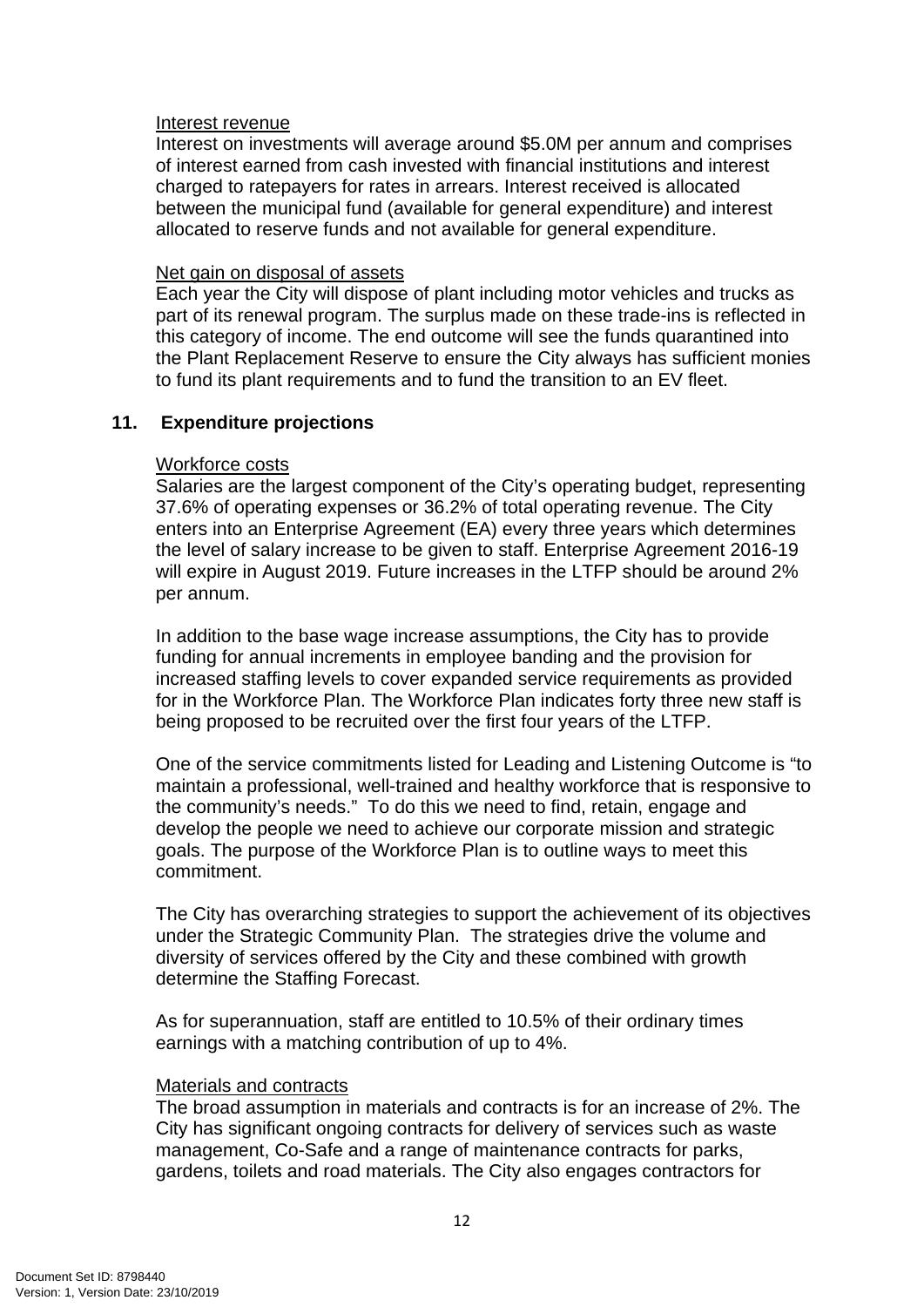Interest revenue

Interest on investments will average around $5.0M per annum and comprises of interest earned from cash invested with financial institutions and interest charged to ratepayers for rates in arrears. Interest received is allocated between the municipal fund (available for general expenditure) and interest allocated to reserve funds and not available for general expenditure.

Net gain on disposal of assets

Each year the City will dispose of plant including motor vehicles and trucks as part of its renewal program. The surplus made on these trade-ins is reflected in this category of income. The end outcome will see the funds quarantined into the Plant Replacement Reserve to ensure the City always has sufficient monies to fund its plant requirements and to fund the transition to an EV fleet.

## 11. Expenditure projections

Workforce costs

Salaries are the largest component of the City's operating budget, representing 37.6% of operating expenses or 36.2% of total operating revenue. The City enters into an Enterprise Agreement (EA) every three years which determines the level of salary increase to be given to staff. Enterprise Agreement 2016-19 will expire in August 2019. Future increases in the LTFP should be around 2% per annum.

In addition to the base wage increase assumptions, the City has to provide funding for annual increments in employee banding and the provision for increased staffing levels to cover expanded service requirements as provided for in the Workforce Plan. The Workforce Plan indicates forty three new staff is being proposed to be recruited over the first four years of the LTFP.

One of the service commitments listed for Leading and Listening Outcome is "to maintain a professional, well-trained and healthy workforce that is responsive to the community's needs." To do this we need to find, retain, engage and develop the people we need to achieve our corporate mission and strategic goals. The purpose of the Workforce Plan is to outline ways to meet this commitment.

The City has overarching strategies to support the achievement of its objectives under the Strategic Community Plan. The strategies drive the volume and diversity of services offered by the City and these combined with growth determine the Staffing Forecast.

As for superannuation, staff are entitled to 10.5% of their ordinary times earnings with a matching contribution of up to 4%.

Materials and contracts

The broad assumption in materials and contracts is for an increase of 2%. The City has significant ongoing contracts for delivery of services such as waste management, Co-Safe and a range of maintenance contracts for parks, gardens, toilets and road materials. The City also engages contractors for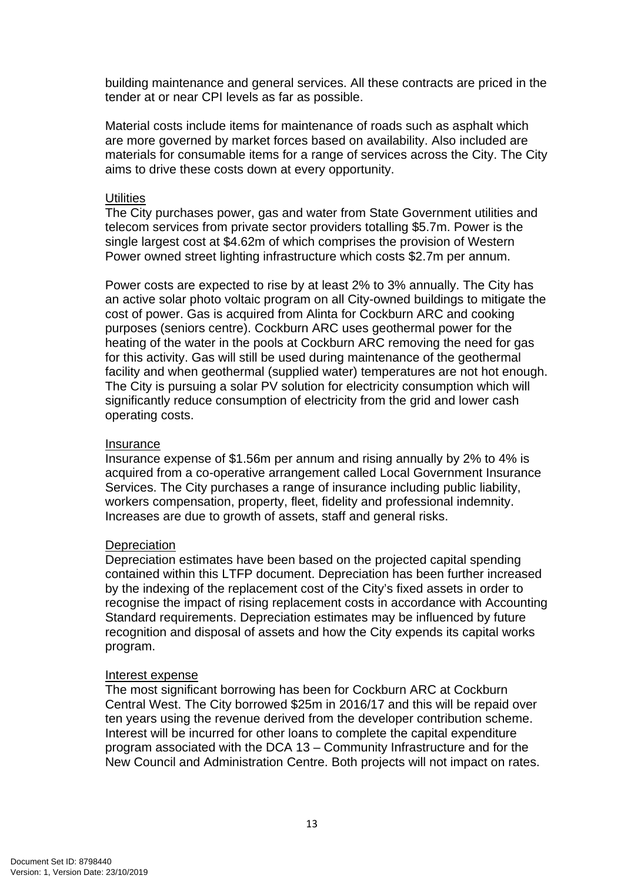building maintenance and general services. All these contracts are priced in the tender at or near CPI levels as far as possible.

Material costs include items for maintenance of roads such as asphalt which are more governed by market forces based on availability. Also included are materials for consumable items for a range of services across the City. The City aims to drive these costs down at every opportunity.

<u>Utilities</u>
The City purchases power, gas and water from State Government utilities and telecom services from private sector providers totalling $5.7m. Power is the single largest cost at $4.62m of which comprises the provision of Western Power owned street lighting infrastructure which costs $2.7m per annum.

Power costs are expected to rise by at least 2% to 3% annually. The City has an active solar photo voltaic program on all City-owned buildings to mitigate the cost of power. Gas is acquired from Alinta for Cockburn ARC and cooking purposes (seniors centre). Cockburn ARC uses geothermal power for the heating of the water in the pools at Cockburn ARC removing the need for gas for this activity. Gas will still be used during maintenance of the geothermal facility and when geothermal (supplied water) temperatures are not hot enough. The City is pursuing a solar PV solution for electricity consumption which will significantly reduce consumption of electricity from the grid and lower cash operating costs.

<u>Insurance</u>
Insurance expense of $1.56m per annum and rising annually by 2% to 4% is acquired from a co-operative arrangement called Local Government Insurance Services. The City purchases a range of insurance including public liability, workers compensation, property, fleet, fidelity and professional indemnity. Increases are due to growth of assets, staff and general risks.

<u>Depreciation</u>
Depreciation estimates have been based on the projected capital spending contained within this LTFP document. Depreciation has been further increased by the indexing of the replacement cost of the City's fixed assets in order to recognise the impact of rising replacement costs in accordance with Accounting Standard requirements. Depreciation estimates may be influenced by future recognition and disposal of assets and how the City expends its capital works program.

<u>Interest expense</u>
The most significant borrowing has been for Cockburn ARC at Cockburn Central West. The City borrowed $25m in 2016/17 and this will be repaid over ten years using the revenue derived from the developer contribution scheme. Interest will be incurred for other loans to complete the capital expenditure program associated with the DCA 13 – Community Infrastructure and for the New Council and Administration Centre. Both projects will not impact on rates.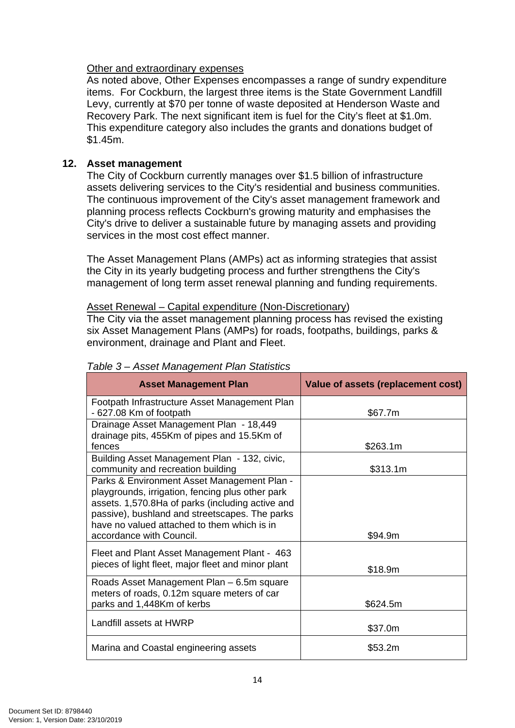Other and extraordinary expenses

As noted above, Other Expenses encompasses a range of sundry expenditure items. For Cockburn, the largest three items is the State Government Landfill Levy, currently at $70 per tonne of waste deposited at Henderson Waste and Recovery Park. The next significant item is fuel for the City's fleet at $1.0m. This expenditure category also includes the grants and donations budget of $1.45m.

## 12. Asset management

The City of Cockburn currently manages over $1.5 billion of infrastructure assets delivering services to the City's residential and business communities. The continuous improvement of the City's asset management framework and planning process reflects Cockburn's growing maturity and emphasises the City's drive to deliver a sustainable future by managing assets and providing services in the most cost effect manner.

The Asset Management Plans (AMPs) act as informing strategies that assist the City in its yearly budgeting process and further strengthens the City's management of long term asset renewal planning and funding requirements.

Asset Renewal – Capital expenditure (Non-Discretionary)

The City via the asset management planning process has revised the existing six Asset Management Plans (AMPs) for roads, footpaths, buildings, parks & environment, drainage and Plant and Fleet.

*Table 3 – Asset Management Plan Statistics*

| Asset Management Plan | Value of assets (replacement cost) |
|---|---|
| Footpath Infrastructure Asset Management Plan - 627.08 Km of footpath | $67.7m |
| Drainage Asset Management Plan - 18,449 drainage pits, 455Km of pipes and 15.5Km of fences | $263.1m |
| Building Asset Management Plan - 132, civic, community and recreation building | $313.1m |
| Parks & Environment Asset Management Plan - playgrounds, irrigation, fencing plus other park assets. 1,570.8Ha of parks (including active and passive), bushland and streetscapes. The parks have no valued attached to them which is in accordance with Council. | $94.9m |
| Fleet and Plant Asset Management Plant - 463 pieces of light fleet, major fleet and minor plant | $18.9m |
| Roads Asset Management Plan – 6.5m square meters of roads, 0.12m square meters of car parks and 1,448Km of kerbs | $624.5m |
| Landfill assets at HWRP | $37.0m |
| Marina and Coastal engineering assets | $53.2m |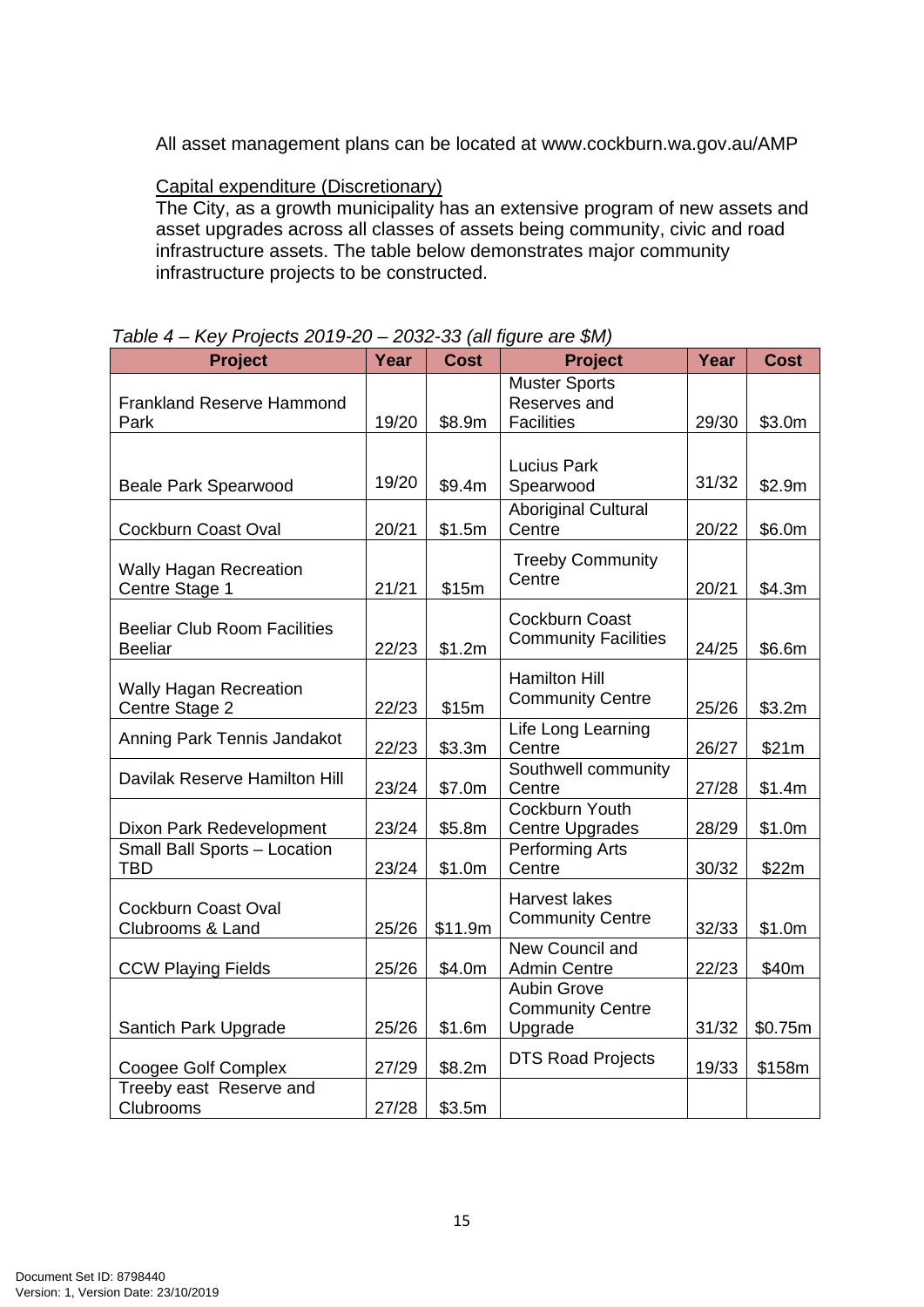All asset management plans can be located at www.cockburn.wa.gov.au/AMP

Capital expenditure (Discretionary)

The City, as a growth municipality has an extensive program of new assets and asset upgrades across all classes of assets being community, civic and road infrastructure assets. The table below demonstrates major community infrastructure projects to be constructed.

*Table 4 – Key Projects 2019-20 – 2032-33 (all figure are $M)*

| Project | Year | Cost | Project | Year | Cost |
|---|---|---|---|---|---|
| Frankland Reserve Hammond Park | 19/20 | $8.9m | Muster Sports Reserves and Facilities | 29/30 | $3.0m |
| Beale Park Spearwood | 19/20 | $9.4m | Lucius Park Spearwood | 31/32 | $2.9m |
| Cockburn Coast Oval | 20/21 | $1.5m | Aboriginal Cultural Centre | 20/22 | $6.0m |
| Wally Hagan Recreation Centre Stage 1 | 21/21 | $15m | Treeby Community Centre | 20/21 | $4.3m |
| Beeliar Club Room Facilities Beeliar | 22/23 | $1.2m | Cockburn Coast Community Facilities | 24/25 | $6.6m |
| Wally Hagan Recreation Centre Stage 2 | 22/23 | $15m | Hamilton Hill Community Centre | 25/26 | $3.2m |
| Anning Park Tennis Jandakot | 22/23 | $3.3m | Life Long Learning Centre | 26/27 | $21m |
| Davilak Reserve Hamilton Hill | 23/24 | $7.0m | Southwell community Centre | 27/28 | $1.4m |
| Dixon Park Redevelopment | 23/24 | $5.8m | Cockburn Youth Centre Upgrades | 28/29 | $1.0m |
| Small Ball Sports – Location TBD | 23/24 | $1.0m | Performing Arts Centre | 30/32 | $22m |
| Cockburn Coast Oval Clubrooms & Land | 25/26 | $11.9m | Harvest lakes Community Centre | 32/33 | $1.0m |
| CCW Playing Fields | 25/26 | $4.0m | New Council and Admin Centre | 22/23 | $40m |
| Santich Park Upgrade | 25/26 | $1.6m | Aubin Grove Community Centre Upgrade | 31/32 | $0.75m |
| Coogee Golf Complex | 27/29 | $8.2m | DTS Road Projects | 19/33 | $158m |
| Treeby east Reserve and Clubrooms | 27/28 | $3.5m | | | |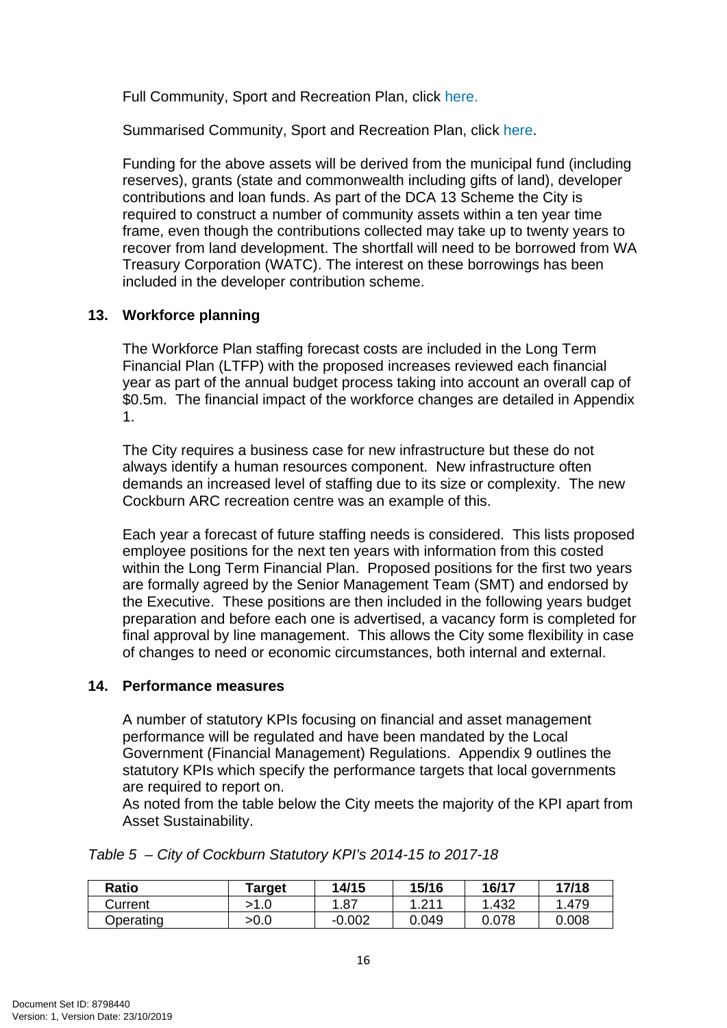Full Community, Sport and Recreation Plan, click here.

Summarised Community, Sport and Recreation Plan, click here.

Funding for the above assets will be derived from the municipal fund (including reserves), grants (state and commonwealth including gifts of land), developer contributions and loan funds. As part of the DCA 13 Scheme the City is required to construct a number of community assets within a ten year time frame, even though the contributions collected may take up to twenty years to recover from land development. The shortfall will need to be borrowed from WA Treasury Corporation (WATC). The interest on these borrowings has been included in the developer contribution scheme.

## 13. Workforce planning

The Workforce Plan staffing forecast costs are included in the Long Term Financial Plan (LTFP) with the proposed increases reviewed each financial year as part of the annual budget process taking into account an overall cap of \$0.5m. The financial impact of the workforce changes are detailed in Appendix 1.

The City requires a business case for new infrastructure but these do not always identify a human resources component. New infrastructure often demands an increased level of staffing due to its size or complexity. The new Cockburn ARC recreation centre was an example of this.

Each year a forecast of future staffing needs is considered. This lists proposed employee positions for the next ten years with information from this costed within the Long Term Financial Plan. Proposed positions for the first two years are formally agreed by the Senior Management Team (SMT) and endorsed by the Executive. These positions are then included in the following years budget preparation and before each one is advertised, a vacancy form is completed for final approval by line management. This allows the City some flexibility in case of changes to need or economic circumstances, both internal and external.

## 14. Performance measures

A number of statutory KPIs focusing on financial and asset management performance will be regulated and have been mandated by the Local Government (Financial Management) Regulations. Appendix 9 outlines the statutory KPIs which specify the performance targets that local governments are required to report on.
As noted from the table below the City meets the majority of the KPI apart from Asset Sustainability.

*Table 5 – City of Cockburn Statutory KPI's 2014-15 to 2017-18*

| Ratio | Target | 14/15 | 15/16 | 16/17 | 17/18 |
|---|---|---|---|---|---|
| Current | >1.0 | 1.87 | 1.211 | 1.432 | 1.479 |
| Operating | >0.0 | -0.002 | 0.049 | 0.078 | 0.008 |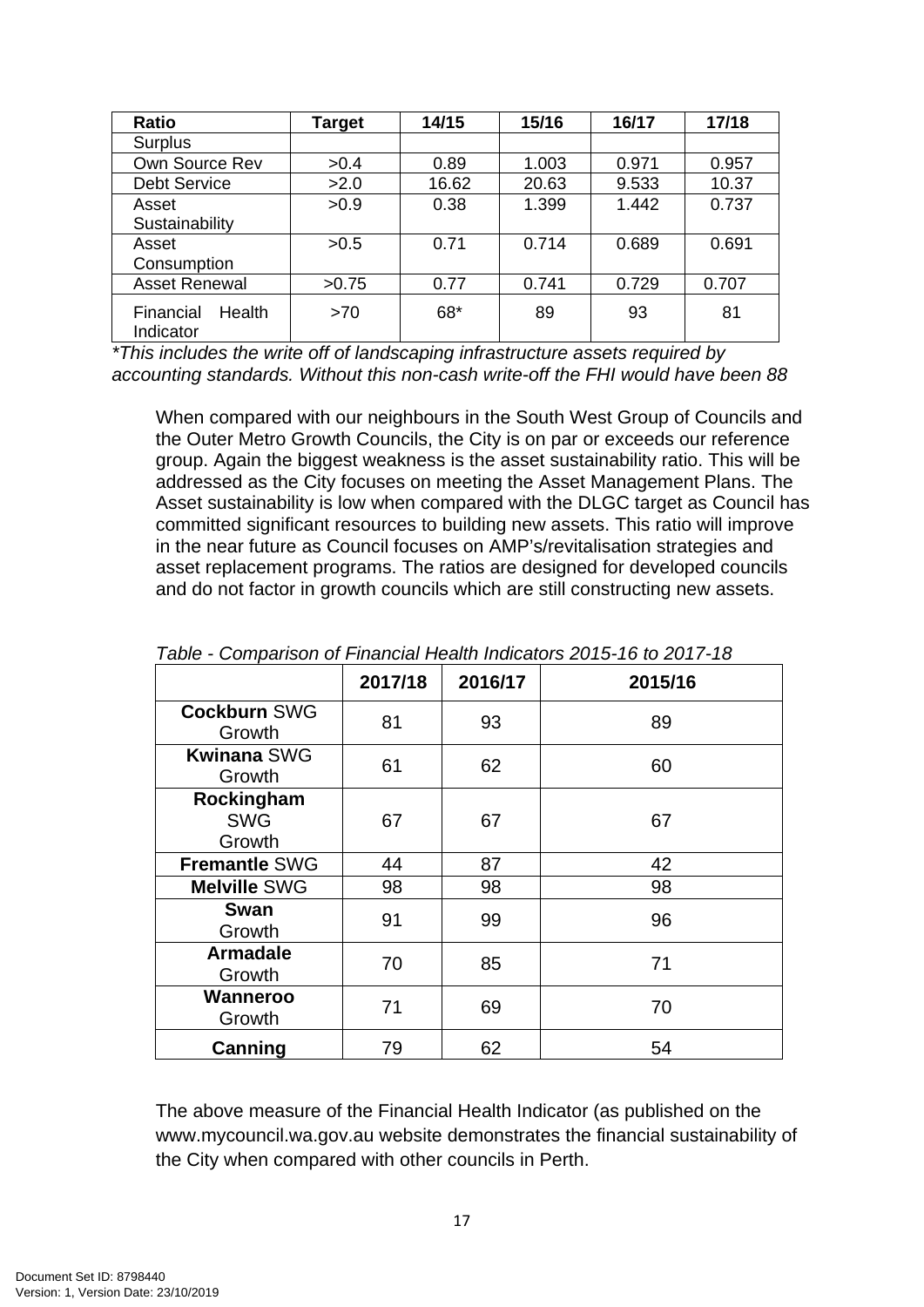| Ratio | Target | 14/15 | 15/16 | 16/17 | 17/18 |
|---|---|---|---|---|---|
| Surplus | | | | | |
| Own Source Rev | >0.4 | 0.89 | 1.003 | 0.971 | 0.957 |
| Debt Service | >2.0 | 16.62 | 20.63 | 9.533 | 10.37 |
| Asset Sustainability | >0.9 | 0.38 | 1.399 | 1.442 | 0.737 |
| Asset Consumption | >0.5 | 0.71 | 0.714 | 0.689 | 0.691 |
| Asset Renewal | >0.75 | 0.77 | 0.741 | 0.729 | 0.707 |
| Financial Health Indicator | >70 | 68* | 89 | 93 | 81 |

*\*This includes the write off of landscaping infrastructure assets required by accounting standards. Without this non-cash write-off the FHI would have been 88*

When compared with our neighbours in the South West Group of Councils and the Outer Metro Growth Councils, the City is on par or exceeds our reference group. Again the biggest weakness is the asset sustainability ratio. This will be addressed as the City focuses on meeting the Asset Management Plans. The Asset sustainability is low when compared with the DLGC target as Council has committed significant resources to building new assets. This ratio will improve in the near future as Council focuses on AMP's/revitalisation strategies and asset replacement programs. The ratios are designed for developed councils and do not factor in growth councils which are still constructing new assets.

*Table - Comparison of Financial Health Indicators 2015-16 to 2017-18*

| | 2017/18 | 2016/17 | 2015/16 |
|---|---|---|---|
| **Cockburn** SWG Growth | 81 | 93 | 89 |
| **Kwinana** SWG Growth | 61 | 62 | 60 |
| **Rockingham** SWG Growth | 67 | 67 | 67 |
| **Fremantle** SWG | 44 | 87 | 42 |
| **Melville** SWG | 98 | 98 | 98 |
| **Swan** Growth | 91 | 99 | 96 |
| **Armadale** Growth | 70 | 85 | 71 |
| **Wanneroo** Growth | 71 | 69 | 70 |
| **Canning** | 79 | 62 | 54 |

The above measure of the Financial Health Indicator (as published on the www.mycouncil.wa.gov.au website demonstrates the financial sustainability of the City when compared with other councils in Perth.

Document Set ID: 8798440
Version: 1, Version Date: 23/10/2019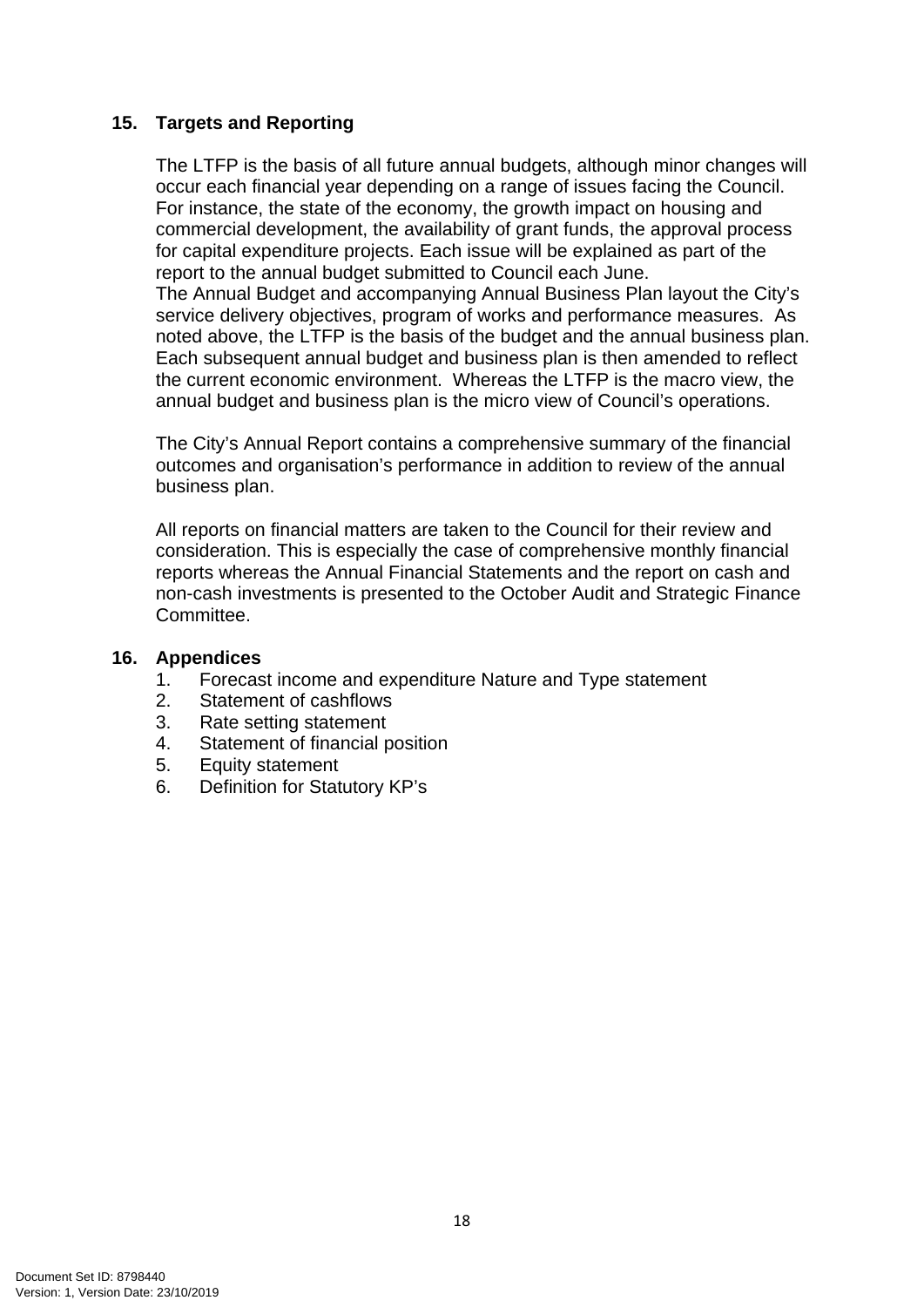## 15. Targets and Reporting

The LTFP is the basis of all future annual budgets, although minor changes will occur each financial year depending on a range of issues facing the Council. For instance, the state of the economy, the growth impact on housing and commercial development, the availability of grant funds, the approval process for capital expenditure projects. Each issue will be explained as part of the report to the annual budget submitted to Council each June.
The Annual Budget and accompanying Annual Business Plan layout the City's service delivery objectives, program of works and performance measures. As noted above, the LTFP is the basis of the budget and the annual business plan. Each subsequent annual budget and business plan is then amended to reflect the current economic environment. Whereas the LTFP is the macro view, the annual budget and business plan is the micro view of Council's operations.

The City's Annual Report contains a comprehensive summary of the financial outcomes and organisation's performance in addition to review of the annual business plan.

All reports on financial matters are taken to the Council for their review and consideration. This is especially the case of comprehensive monthly financial reports whereas the Annual Financial Statements and the report on cash and non-cash investments is presented to the October Audit and Strategic Finance Committee.

## 16. Appendices

1. Forecast income and expenditure Nature and Type statement
2. Statement of cashflows
3. Rate setting statement
4. Statement of financial position
5. Equity statement
6. Definition for Statutory KP's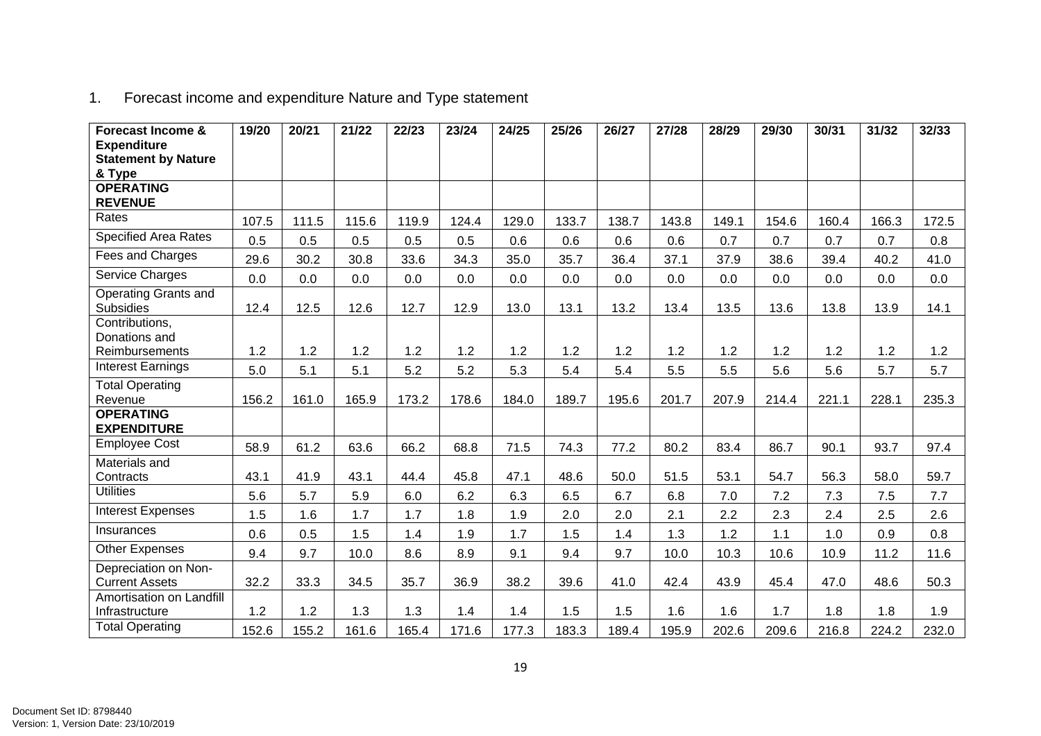1. Forecast income and expenditure Nature and Type statement

| Forecast Income & Expenditure Statement by Nature & Type | 19/20 | 20/21 | 21/22 | 22/23 | 23/24 | 24/25 | 25/26 | 26/27 | 27/28 | 28/29 | 29/30 | 30/31 | 31/32 | 32/33 |
|---|---|---|---|---|---|---|---|---|---|---|---|---|---|---|
| **OPERATING REVENUE** | | | | | | | | | | | | | | |
| Rates | 107.5 | 111.5 | 115.6 | 119.9 | 124.4 | 129.0 | 133.7 | 138.7 | 143.8 | 149.1 | 154.6 | 160.4 | 166.3 | 172.5 |
| Specified Area Rates | 0.5 | 0.5 | 0.5 | 0.5 | 0.5 | 0.6 | 0.6 | 0.6 | 0.6 | 0.7 | 0.7 | 0.7 | 0.7 | 0.8 |
| Fees and Charges | 29.6 | 30.2 | 30.8 | 33.6 | 34.3 | 35.0 | 35.7 | 36.4 | 37.1 | 37.9 | 38.6 | 39.4 | 40.2 | 41.0 |
| Service Charges | 0.0 | 0.0 | 0.0 | 0.0 | 0.0 | 0.0 | 0.0 | 0.0 | 0.0 | 0.0 | 0.0 | 0.0 | 0.0 | 0.0 |
| Operating Grants and Subsidies | 12.4 | 12.5 | 12.6 | 12.7 | 12.9 | 13.0 | 13.1 | 13.2 | 13.4 | 13.5 | 13.6 | 13.8 | 13.9 | 14.1 |
| Contributions, Donations and Reimbursements | 1.2 | 1.2 | 1.2 | 1.2 | 1.2 | 1.2 | 1.2 | 1.2 | 1.2 | 1.2 | 1.2 | 1.2 | 1.2 | 1.2 |
| Interest Earnings | 5.0 | 5.1 | 5.1 | 5.2 | 5.2 | 5.3 | 5.4 | 5.4 | 5.5 | 5.5 | 5.6 | 5.6 | 5.7 | 5.7 |
| Total Operating Revenue | 156.2 | 161.0 | 165.9 | 173.2 | 178.6 | 184.0 | 189.7 | 195.6 | 201.7 | 207.9 | 214.4 | 221.1 | 228.1 | 235.3 |
| **OPERATING EXPENDITURE** | | | | | | | | | | | | | | |
| Employee Cost | 58.9 | 61.2 | 63.6 | 66.2 | 68.8 | 71.5 | 74.3 | 77.2 | 80.2 | 83.4 | 86.7 | 90.1 | 93.7 | 97.4 |
| Materials and Contracts | 43.1 | 41.9 | 43.1 | 44.4 | 45.8 | 47.1 | 48.6 | 50.0 | 51.5 | 53.1 | 54.7 | 56.3 | 58.0 | 59.7 |
| Utilities | 5.6 | 5.7 | 5.9 | 6.0 | 6.2 | 6.3 | 6.5 | 6.7 | 6.8 | 7.0 | 7.2 | 7.3 | 7.5 | 7.7 |
| Interest Expenses | 1.5 | 1.6 | 1.7 | 1.7 | 1.8 | 1.9 | 2.0 | 2.0 | 2.1 | 2.2 | 2.3 | 2.4 | 2.5 | 2.6 |
| Insurances | 0.6 | 0.5 | 1.5 | 1.4 | 1.9 | 1.7 | 1.5 | 1.4 | 1.3 | 1.2 | 1.1 | 1.0 | 0.9 | 0.8 |
| Other Expenses | 9.4 | 9.7 | 10.0 | 8.6 | 8.9 | 9.1 | 9.4 | 9.7 | 10.0 | 10.3 | 10.6 | 10.9 | 11.2 | 11.6 |
| Depreciation on Non-Current Assets | 32.2 | 33.3 | 34.5 | 35.7 | 36.9 | 38.2 | 39.6 | 41.0 | 42.4 | 43.9 | 45.4 | 47.0 | 48.6 | 50.3 |
| Amortisation on Landfill Infrastructure | 1.2 | 1.2 | 1.3 | 1.3 | 1.4 | 1.4 | 1.5 | 1.5 | 1.6 | 1.6 | 1.7 | 1.8 | 1.8 | 1.9 |
| Total Operating | 152.6 | 155.2 | 161.6 | 165.4 | 171.6 | 177.3 | 183.3 | 189.4 | 195.9 | 202.6 | 209.6 | 216.8 | 224.2 | 232.0 |

Document Set ID: 8798440
Version: 1, Version Date: 23/10/2019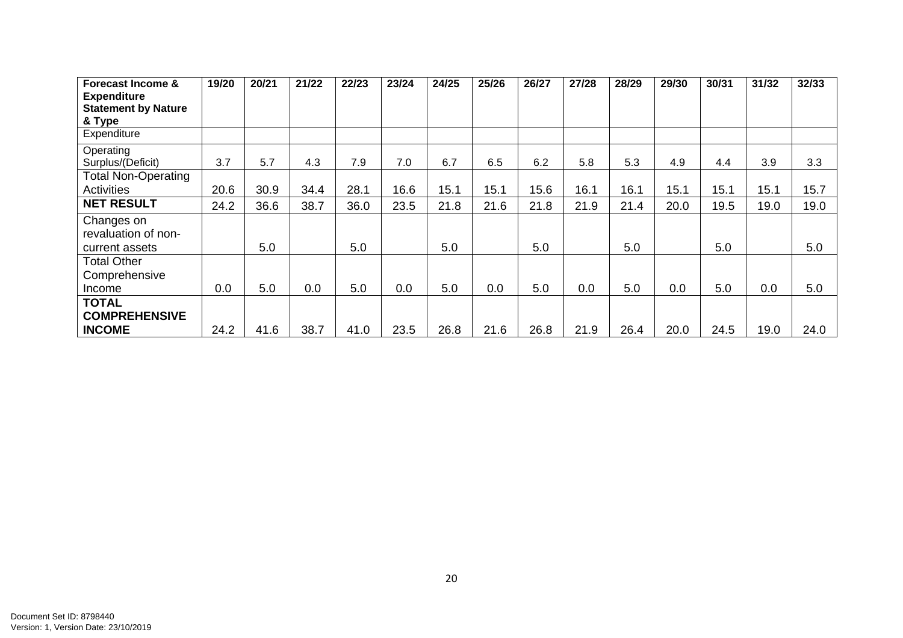| **Forecast Income & Expenditure Statement by Nature & Type** | **19/20** | **20/21** | **21/22** | **22/23** | **23/24** | **24/25** | **25/26** | **26/27** | **27/28** | **28/29** | **29/30** | **30/31** | **31/32** | **32/33** |
|---|---|---|---|---|---|---|---|---|---|---|---|---|---|---|
| Expenditure | | | | | | | | | | | | | | |
| Operating Surplus/(Deficit) | 3.7 | 5.7 | 4.3 | 7.9 | 7.0 | 6.7 | 6.5 | 6.2 | 5.8 | 5.3 | 4.9 | 4.4 | 3.9 | 3.3 |
| Total Non-Operating Activities | 20.6 | 30.9 | 34.4 | 28.1 | 16.6 | 15.1 | 15.1 | 15.6 | 16.1 | 16.1 | 15.1 | 15.1 | 15.1 | 15.7 |
| **NET RESULT** | 24.2 | 36.6 | 38.7 | 36.0 | 23.5 | 21.8 | 21.6 | 21.8 | 21.9 | 21.4 | 20.0 | 19.5 | 19.0 | 19.0 |
| Changes on revaluation of non-current assets | | 5.0 | | 5.0 | | 5.0 | | 5.0 | | 5.0 | | 5.0 | | 5.0 |
| Total Other Comprehensive Income | 0.0 | 5.0 | 0.0 | 5.0 | 0.0 | 5.0 | 0.0 | 5.0 | 0.0 | 5.0 | 0.0 | 5.0 | 0.0 | 5.0 |
| **TOTAL COMPREHENSIVE INCOME** | 24.2 | 41.6 | 38.7 | 41.0 | 23.5 | 26.8 | 21.6 | 26.8 | 21.9 | 26.4 | 20.0 | 24.5 | 19.0 | 24.0 |

Document Set ID: 8798440
Version: 1, Version Date: 23/10/2019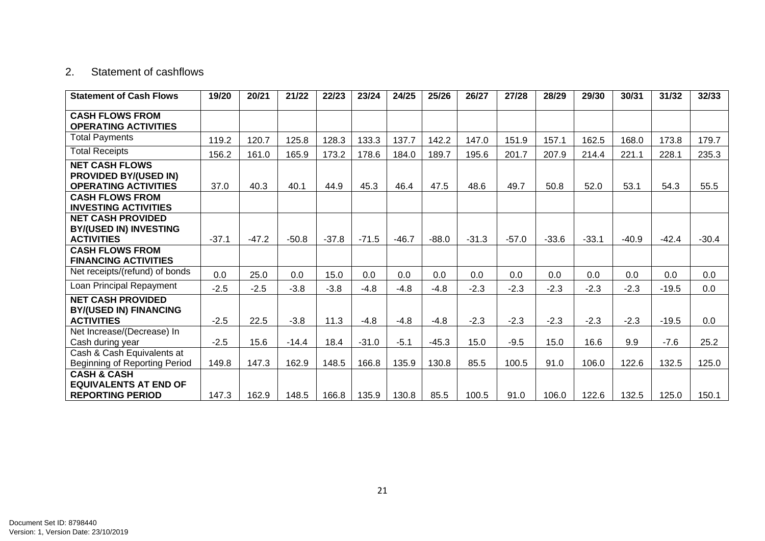## 2. Statement of cashflows

| Statement of Cash Flows | 19/20 | 20/21 | 21/22 | 22/23 | 23/24 | 24/25 | 25/26 | 26/27 | 27/28 | 28/29 | 29/30 | 30/31 | 31/32 | 32/33 |
|---|---|---|---|---|---|---|---|---|---|---|---|---|---|---|
| **CASH FLOWS FROM OPERATING ACTIVITIES** | | | | | | | | | | | | | | |
| Total Payments | 119.2 | 120.7 | 125.8 | 128.3 | 133.3 | 137.7 | 142.2 | 147.0 | 151.9 | 157.1 | 162.5 | 168.0 | 173.8 | 179.7 |
| Total Receipts | 156.2 | 161.0 | 165.9 | 173.2 | 178.6 | 184.0 | 189.7 | 195.6 | 201.7 | 207.9 | 214.4 | 221.1 | 228.1 | 235.3 |
| **NET CASH FLOWS PROVIDED BY/(USED IN) OPERATING ACTIVITIES** | 37.0 | 40.3 | 40.1 | 44.9 | 45.3 | 46.4 | 47.5 | 48.6 | 49.7 | 50.8 | 52.0 | 53.1 | 54.3 | 55.5 |
| **CASH FLOWS FROM INVESTING ACTIVITIES** | | | | | | | | | | | | | | |
| **NET CASH PROVIDED BY/(USED IN) INVESTING ACTIVITIES** | -37.1 | -47.2 | -50.8 | -37.8 | -71.5 | -46.7 | -88.0 | -31.3 | -57.0 | -33.6 | -33.1 | -40.9 | -42.4 | -30.4 |
| **CASH FLOWS FROM FINANCING ACTIVITIES** | | | | | | | | | | | | | | |
| Net receipts/(refund) of bonds | 0.0 | 25.0 | 0.0 | 15.0 | 0.0 | 0.0 | 0.0 | 0.0 | 0.0 | 0.0 | 0.0 | 0.0 | 0.0 | 0.0 |
| Loan Principal Repayment | -2.5 | -2.5 | -3.8 | -3.8 | -4.8 | -4.8 | -4.8 | -2.3 | -2.3 | -2.3 | -2.3 | -2.3 | -19.5 | 0.0 |
| **NET CASH PROVIDED BY/(USED IN) FINANCING ACTIVITIES** | -2.5 | 22.5 | -3.8 | 11.3 | -4.8 | -4.8 | -4.8 | -2.3 | -2.3 | -2.3 | -2.3 | -2.3 | -19.5 | 0.0 |
| Net Increase/(Decrease) In Cash during year | -2.5 | 15.6 | -14.4 | 18.4 | -31.0 | -5.1 | -45.3 | 15.0 | -9.5 | 15.0 | 16.6 | 9.9 | -7.6 | 25.2 |
| Cash & Cash Equivalents at Beginning of Reporting Period | 149.8 | 147.3 | 162.9 | 148.5 | 166.8 | 135.9 | 130.8 | 85.5 | 100.5 | 91.0 | 106.0 | 122.6 | 132.5 | 125.0 |
| **CASH & CASH EQUIVALENTS AT END OF REPORTING PERIOD** | 147.3 | 162.9 | 148.5 | 166.8 | 135.9 | 130.8 | 85.5 | 100.5 | 91.0 | 106.0 | 122.6 | 132.5 | 125.0 | 150.1 |

Document Set ID: 8798440
Version: 1, Version Date: 23/10/2019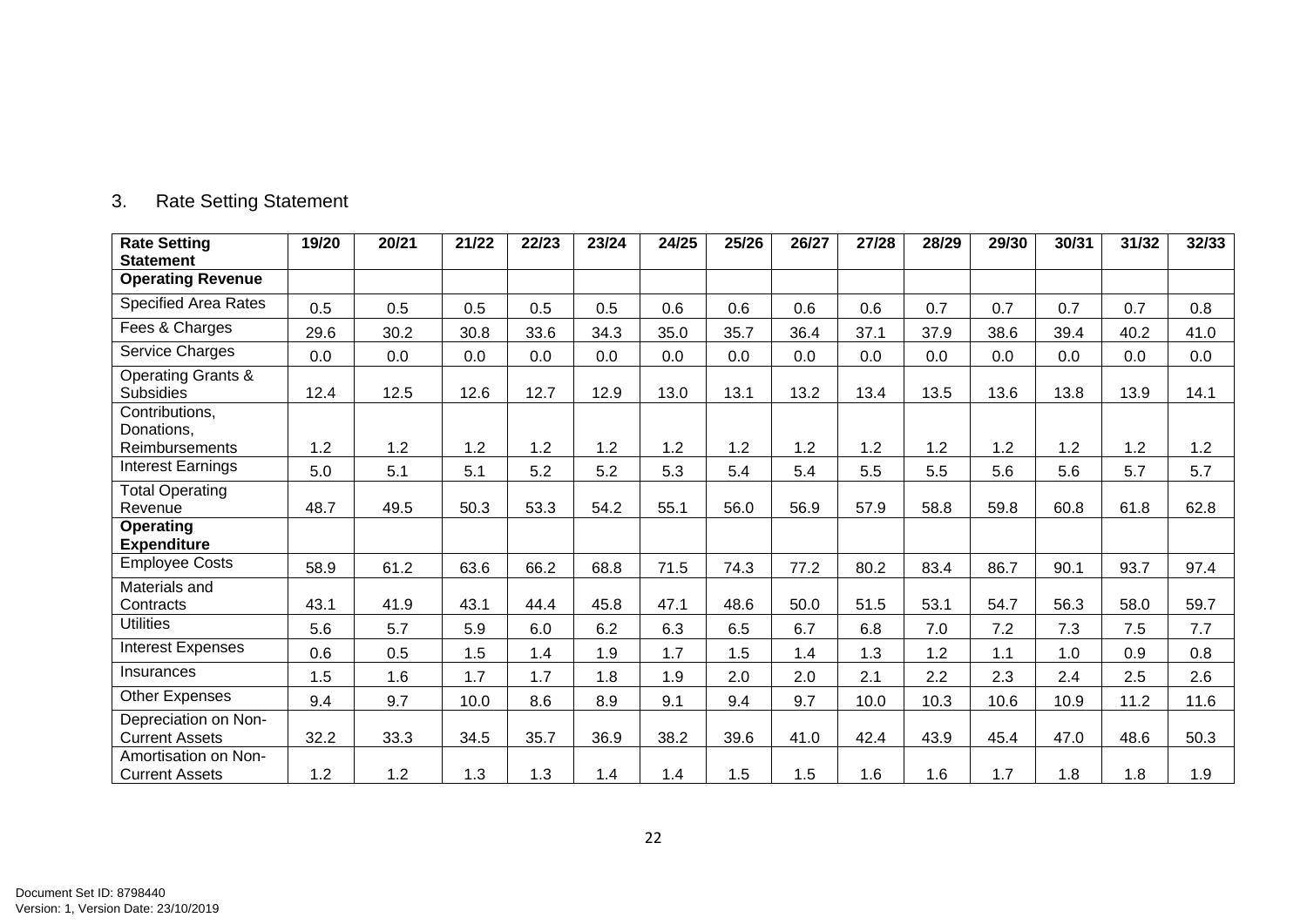## 3. Rate Setting Statement

| Rate Setting Statement | 19/20 | 20/21 | 21/22 | 22/23 | 23/24 | 24/25 | 25/26 | 26/27 | 27/28 | 28/29 | 29/30 | 30/31 | 31/32 | 32/33 |
|---|---|---|---|---|---|---|---|---|---|---|---|---|---|---|
| **Operating Revenue** | | | | | | | | | | | | | | |
| Specified Area Rates | 0.5 | 0.5 | 0.5 | 0.5 | 0.5 | 0.6 | 0.6 | 0.6 | 0.6 | 0.7 | 0.7 | 0.7 | 0.7 | 0.8 |
| Fees & Charges | 29.6 | 30.2 | 30.8 | 33.6 | 34.3 | 35.0 | 35.7 | 36.4 | 37.1 | 37.9 | 38.6 | 39.4 | 40.2 | 41.0 |
| Service Charges | 0.0 | 0.0 | 0.0 | 0.0 | 0.0 | 0.0 | 0.0 | 0.0 | 0.0 | 0.0 | 0.0 | 0.0 | 0.0 | 0.0 |
| Operating Grants & Subsidies | 12.4 | 12.5 | 12.6 | 12.7 | 12.9 | 13.0 | 13.1 | 13.2 | 13.4 | 13.5 | 13.6 | 13.8 | 13.9 | 14.1 |
| Contributions, Donations, Reimbursements | 1.2 | 1.2 | 1.2 | 1.2 | 1.2 | 1.2 | 1.2 | 1.2 | 1.2 | 1.2 | 1.2 | 1.2 | 1.2 | 1.2 |
| Interest Earnings | 5.0 | 5.1 | 5.1 | 5.2 | 5.2 | 5.3 | 5.4 | 5.4 | 5.5 | 5.5 | 5.6 | 5.6 | 5.7 | 5.7 |
| Total Operating Revenue | 48.7 | 49.5 | 50.3 | 53.3 | 54.2 | 55.1 | 56.0 | 56.9 | 57.9 | 58.8 | 59.8 | 60.8 | 61.8 | 62.8 |
| **Operating Expenditure** | | | | | | | | | | | | | | |
| Employee Costs | 58.9 | 61.2 | 63.6 | 66.2 | 68.8 | 71.5 | 74.3 | 77.2 | 80.2 | 83.4 | 86.7 | 90.1 | 93.7 | 97.4 |
| Materials and Contracts | 43.1 | 41.9 | 43.1 | 44.4 | 45.8 | 47.1 | 48.6 | 50.0 | 51.5 | 53.1 | 54.7 | 56.3 | 58.0 | 59.7 |
| Utilities | 5.6 | 5.7 | 5.9 | 6.0 | 6.2 | 6.3 | 6.5 | 6.7 | 6.8 | 7.0 | 7.2 | 7.3 | 7.5 | 7.7 |
| Interest Expenses | 0.6 | 0.5 | 1.5 | 1.4 | 1.9 | 1.7 | 1.5 | 1.4 | 1.3 | 1.2 | 1.1 | 1.0 | 0.9 | 0.8 |
| Insurances | 1.5 | 1.6 | 1.7 | 1.7 | 1.8 | 1.9 | 2.0 | 2.0 | 2.1 | 2.2 | 2.3 | 2.4 | 2.5 | 2.6 |
| Other Expenses | 9.4 | 9.7 | 10.0 | 8.6 | 8.9 | 9.1 | 9.4 | 9.7 | 10.0 | 10.3 | 10.6 | 10.9 | 11.2 | 11.6 |
| Depreciation on Non-Current Assets | 32.2 | 33.3 | 34.5 | 35.7 | 36.9 | 38.2 | 39.6 | 41.0 | 42.4 | 43.9 | 45.4 | 47.0 | 48.6 | 50.3 |
| Amortisation on Non-Current Assets | 1.2 | 1.2 | 1.3 | 1.3 | 1.4 | 1.4 | 1.5 | 1.5 | 1.6 | 1.6 | 1.7 | 1.8 | 1.8 | 1.9 |

Document Set ID: 8798440
Version: 1, Version Date: 23/10/2019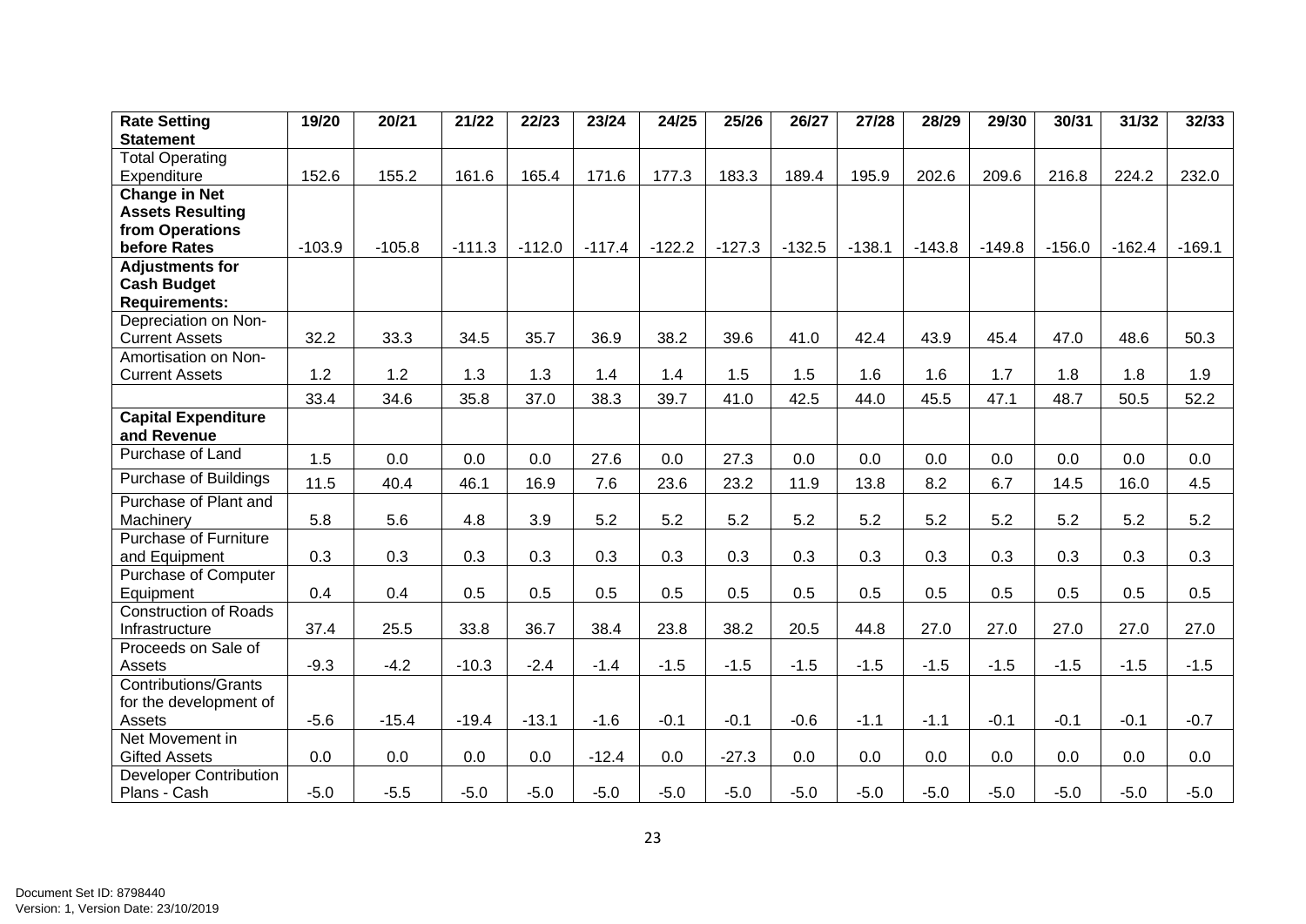| **Rate Setting Statement** | **19/20** | **20/21** | **21/22** | **22/23** | **23/24** | **24/25** | **25/26** | **26/27** | **27/28** | **28/29** | **29/30** | **30/31** | **31/32** | **32/33** |
|---|---|---|---|---|---|---|---|---|---|---|---|---|---|---|
| Total Operating Expenditure | 152.6 | 155.2 | 161.6 | 165.4 | 171.6 | 177.3 | 183.3 | 189.4 | 195.9 | 202.6 | 209.6 | 216.8 | 224.2 | 232.0 |
| **Change in Net Assets Resulting from Operations before Rates** | -103.9 | -105.8 | -111.3 | -112.0 | -117.4 | -122.2 | -127.3 | -132.5 | -138.1 | -143.8 | -149.8 | -156.0 | -162.4 | -169.1 |
| **Adjustments for Cash Budget Requirements:** | | | | | | | | | | | | | | |
| Depreciation on Non-Current Assets | 32.2 | 33.3 | 34.5 | 35.7 | 36.9 | 38.2 | 39.6 | 41.0 | 42.4 | 43.9 | 45.4 | 47.0 | 48.6 | 50.3 |
| Amortisation on Non-Current Assets | 1.2 | 1.2 | 1.3 | 1.3 | 1.4 | 1.4 | 1.5 | 1.5 | 1.6 | 1.6 | 1.7 | 1.8 | 1.8 | 1.9 |
| | 33.4 | 34.6 | 35.8 | 37.0 | 38.3 | 39.7 | 41.0 | 42.5 | 44.0 | 45.5 | 47.1 | 48.7 | 50.5 | 52.2 |
| **Capital Expenditure and Revenue** | | | | | | | | | | | | | | |
| Purchase of Land | 1.5 | 0.0 | 0.0 | 0.0 | 27.6 | 0.0 | 27.3 | 0.0 | 0.0 | 0.0 | 0.0 | 0.0 | 0.0 | 0.0 |
| Purchase of Buildings | 11.5 | 40.4 | 46.1 | 16.9 | 7.6 | 23.6 | 23.2 | 11.9 | 13.8 | 8.2 | 6.7 | 14.5 | 16.0 | 4.5 |
| Purchase of Plant and Machinery | 5.8 | 5.6 | 4.8 | 3.9 | 5.2 | 5.2 | 5.2 | 5.2 | 5.2 | 5.2 | 5.2 | 5.2 | 5.2 | 5.2 |
| Purchase of Furniture and Equipment | 0.3 | 0.3 | 0.3 | 0.3 | 0.3 | 0.3 | 0.3 | 0.3 | 0.3 | 0.3 | 0.3 | 0.3 | 0.3 | 0.3 |
| Purchase of Computer Equipment | 0.4 | 0.4 | 0.5 | 0.5 | 0.5 | 0.5 | 0.5 | 0.5 | 0.5 | 0.5 | 0.5 | 0.5 | 0.5 | 0.5 |
| Construction of Roads Infrastructure | 37.4 | 25.5 | 33.8 | 36.7 | 38.4 | 23.8 | 38.2 | 20.5 | 44.8 | 27.0 | 27.0 | 27.0 | 27.0 | 27.0 |
| Proceeds on Sale of Assets | -9.3 | -4.2 | -10.3 | -2.4 | -1.4 | -1.5 | -1.5 | -1.5 | -1.5 | -1.5 | -1.5 | -1.5 | -1.5 | -1.5 |
| Contributions/Grants for the development of Assets | -5.6 | -15.4 | -19.4 | -13.1 | -1.6 | -0.1 | -0.1 | -0.6 | -1.1 | -1.1 | -0.1 | -0.1 | -0.1 | -0.7 |
| Net Movement in Gifted Assets | 0.0 | 0.0 | 0.0 | 0.0 | -12.4 | 0.0 | -27.3 | 0.0 | 0.0 | 0.0 | 0.0 | 0.0 | 0.0 | 0.0 |
| Developer Contribution Plans - Cash | -5.0 | -5.5 | -5.0 | -5.0 | -5.0 | -5.0 | -5.0 | -5.0 | -5.0 | -5.0 | -5.0 | -5.0 | -5.0 | -5.0 |

Document Set ID: 8798440
Version: 1, Version Date: 23/10/2019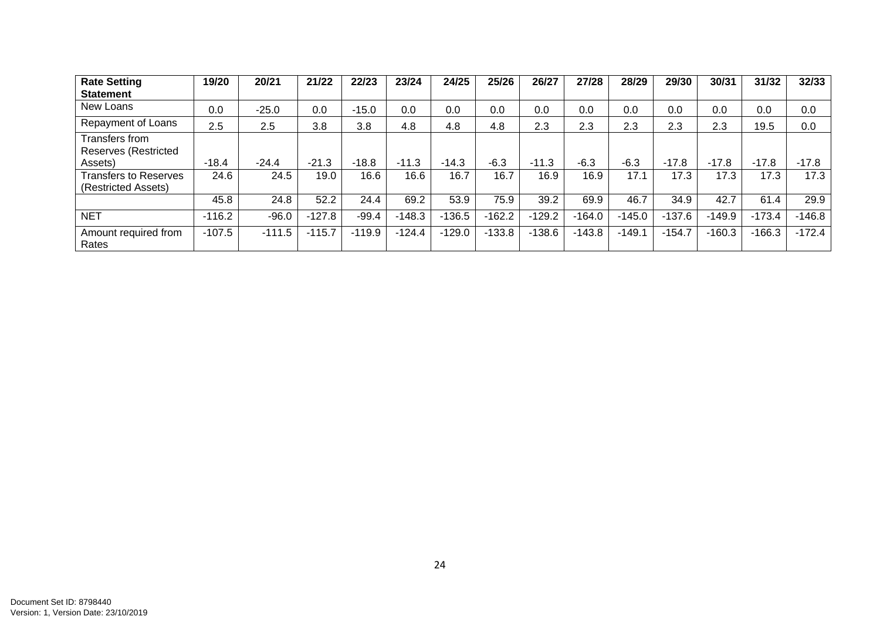| Rate Setting Statement | 19/20 | 20/21 | 21/22 | 22/23 | 23/24 | 24/25 | 25/26 | 26/27 | 27/28 | 28/29 | 29/30 | 30/31 | 31/32 | 32/33 |
|---|---|---|---|---|---|---|---|---|---|---|---|---|---|---|
| New Loans | 0.0 | -25.0 | 0.0 | -15.0 | 0.0 | 0.0 | 0.0 | 0.0 | 0.0 | 0.0 | 0.0 | 0.0 | 0.0 | 0.0 |
| Repayment of Loans | 2.5 | 2.5 | 3.8 | 3.8 | 4.8 | 4.8 | 4.8 | 2.3 | 2.3 | 2.3 | 2.3 | 2.3 | 19.5 | 0.0 |
| Transfers from Reserves (Restricted Assets) | -18.4 | -24.4 | -21.3 | -18.8 | -11.3 | -14.3 | -6.3 | -11.3 | -6.3 | -6.3 | -17.8 | -17.8 | -17.8 | -17.8 |
| Transfers to Reserves (Restricted Assets) | 24.6 | 24.5 | 19.0 | 16.6 | 16.6 | 16.7 | 16.7 | 16.9 | 16.9 | 17.1 | 17.3 | 17.3 | 17.3 | 17.3 |
| | 45.8 | 24.8 | 52.2 | 24.4 | 69.2 | 53.9 | 75.9 | 39.2 | 69.9 | 46.7 | 34.9 | 42.7 | 61.4 | 29.9 |
| NET | -116.2 | -96.0 | -127.8 | -99.4 | -148.3 | -136.5 | -162.2 | -129.2 | -164.0 | -145.0 | -137.6 | -149.9 | -173.4 | -146.8 |
| Amount required from Rates | -107.5 | -111.5 | -115.7 | -119.9 | -124.4 | -129.0 | -133.8 | -138.6 | -143.8 | -149.1 | -154.7 | -160.3 | -166.3 | -172.4 |

Document Set ID: 8798440
Version: 1, Version Date: 23/10/2019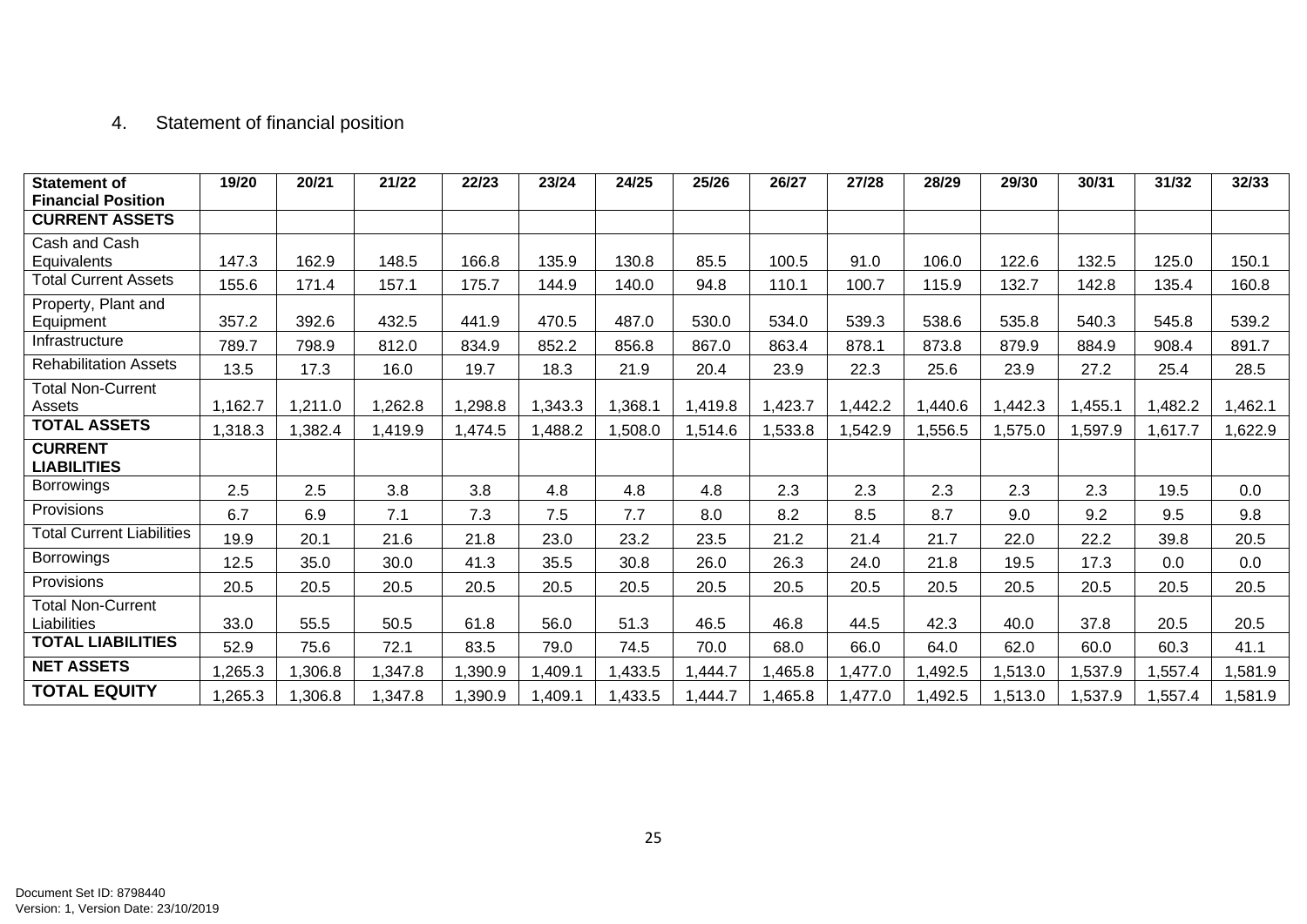## 4. Statement of financial position

| Statement of Financial Position | 19/20 | 20/21 | 21/22 | 22/23 | 23/24 | 24/25 | 25/26 | 26/27 | 27/28 | 28/29 | 29/30 | 30/31 | 31/32 | 32/33 |
|---|---|---|---|---|---|---|---|---|---|---|---|---|---|---|
| **CURRENT ASSETS** | | | | | | | | | | | | | | |
| Cash and Cash Equivalents | 147.3 | 162.9 | 148.5 | 166.8 | 135.9 | 130.8 | 85.5 | 100.5 | 91.0 | 106.0 | 122.6 | 132.5 | 125.0 | 150.1 |
| Total Current Assets | 155.6 | 171.4 | 157.1 | 175.7 | 144.9 | 140.0 | 94.8 | 110.1 | 100.7 | 115.9 | 132.7 | 142.8 | 135.4 | 160.8 |
| Property, Plant and Equipment | 357.2 | 392.6 | 432.5 | 441.9 | 470.5 | 487.0 | 530.0 | 534.0 | 539.3 | 538.6 | 535.8 | 540.3 | 545.8 | 539.2 |
| Infrastructure | 789.7 | 798.9 | 812.0 | 834.9 | 852.2 | 856.8 | 867.0 | 863.4 | 878.1 | 873.8 | 879.9 | 884.9 | 908.4 | 891.7 |
| Rehabilitation Assets | 13.5 | 17.3 | 16.0 | 19.7 | 18.3 | 21.9 | 20.4 | 23.9 | 22.3 | 25.6 | 23.9 | 27.2 | 25.4 | 28.5 |
| Total Non-Current Assets | 1,162.7 | 1,211.0 | 1,262.8 | 1,298.8 | 1,343.3 | 1,368.1 | 1,419.8 | 1,423.7 | 1,442.2 | 1,440.6 | 1,442.3 | 1,455.1 | 1,482.2 | 1,462.1 |
| **TOTAL ASSETS** | 1,318.3 | 1,382.4 | 1,419.9 | 1,474.5 | 1,488.2 | 1,508.0 | 1,514.6 | 1,533.8 | 1,542.9 | 1,556.5 | 1,575.0 | 1,597.9 | 1,617.7 | 1,622.9 |
| **CURRENT LIABILITIES** | | | | | | | | | | | | | | |
| Borrowings | 2.5 | 2.5 | 3.8 | 3.8 | 4.8 | 4.8 | 4.8 | 2.3 | 2.3 | 2.3 | 2.3 | 2.3 | 19.5 | 0.0 |
| Provisions | 6.7 | 6.9 | 7.1 | 7.3 | 7.5 | 7.7 | 8.0 | 8.2 | 8.5 | 8.7 | 9.0 | 9.2 | 9.5 | 9.8 |
| Total Current Liabilities | 19.9 | 20.1 | 21.6 | 21.8 | 23.0 | 23.2 | 23.5 | 21.2 | 21.4 | 21.7 | 22.0 | 22.2 | 39.8 | 20.5 |
| Borrowings | 12.5 | 35.0 | 30.0 | 41.3 | 35.5 | 30.8 | 26.0 | 26.3 | 24.0 | 21.8 | 19.5 | 17.3 | 0.0 | 0.0 |
| Provisions | 20.5 | 20.5 | 20.5 | 20.5 | 20.5 | 20.5 | 20.5 | 20.5 | 20.5 | 20.5 | 20.5 | 20.5 | 20.5 | 20.5 |
| Total Non-Current Liabilities | 33.0 | 55.5 | 50.5 | 61.8 | 56.0 | 51.3 | 46.5 | 46.8 | 44.5 | 42.3 | 40.0 | 37.8 | 20.5 | 20.5 |
| **TOTAL LIABILITIES** | 52.9 | 75.6 | 72.1 | 83.5 | 79.0 | 74.5 | 70.0 | 68.0 | 66.0 | 64.0 | 62.0 | 60.0 | 60.3 | 41.1 |
| **NET ASSETS** | 1,265.3 | 1,306.8 | 1,347.8 | 1,390.9 | 1,409.1 | 1,433.5 | 1,444.7 | 1,465.8 | 1,477.0 | 1,492.5 | 1,513.0 | 1,537.9 | 1,557.4 | 1,581.9 |
| **TOTAL EQUITY** | 1,265.3 | 1,306.8 | 1,347.8 | 1,390.9 | 1,409.1 | 1,433.5 | 1,444.7 | 1,465.8 | 1,477.0 | 1,492.5 | 1,513.0 | 1,537.9 | 1,557.4 | 1,581.9 |

Document Set ID: 8798440
Version: 1, Version Date: 23/10/2019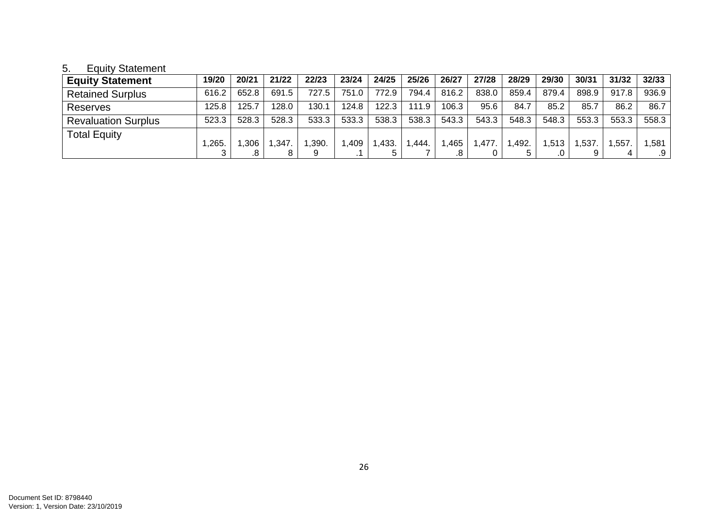## 5. Equity Statement

| Equity Statement | 19/20 | 20/21 | 21/22 | 22/23 | 23/24 | 24/25 | 25/26 | 26/27 | 27/28 | 28/29 | 29/30 | 30/31 | 31/32 | 32/33 |
|---|---|---|---|---|---|---|---|---|---|---|---|---|---|---|
| Retained Surplus | 616.2 | 652.8 | 691.5 | 727.5 | 751.0 | 772.9 | 794.4 | 816.2 | 838.0 | 859.4 | 879.4 | 898.9 | 917.8 | 936.9 |
| Reserves | 125.8 | 125.7 | 128.0 | 130.1 | 124.8 | 122.3 | 111.9 | 106.3 | 95.6 | 84.7 | 85.2 | 85.7 | 86.2 | 86.7 |
| Revaluation Surplus | 523.3 | 528.3 | 528.3 | 533.3 | 533.3 | 538.3 | 538.3 | 543.3 | 543.3 | 548.3 | 548.3 | 553.3 | 553.3 | 558.3 |
| Total Equity | 1,265.3 | 1,306.8 | 1,347.8 | 1,390.9 | 1,409.1 | 1,433.5 | 1,444.7 | 1,465.8 | 1,477.0 | 1,492.5 | 1,513.0 | 1,537.9 | 1,557.4 | 1,581.9 |

Document Set ID: 8798440
Version: 1, Version Date: 23/10/2019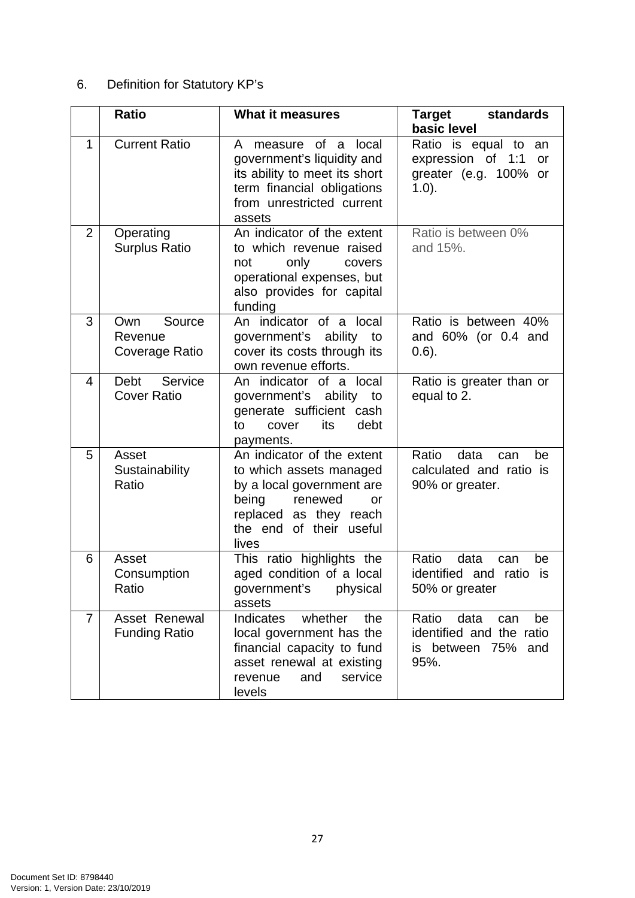6. Definition for Statutory KP's

| | Ratio | What it measures | Target standards basic level |
|---|---|---|---|
| 1 | Current Ratio | A measure of a local government's liquidity and its ability to meet its short term financial obligations from unrestricted current assets | Ratio is equal to an expression of 1:1 or greater (e.g. 100% or 1.0). |
| 2 | Operating Surplus Ratio | An indicator of the extent to which revenue raised not only covers operational expenses, but also provides for capital funding | Ratio is between 0% and 15%. |
| 3 | Own Source Revenue Coverage Ratio | An indicator of a local government's ability to cover its costs through its own revenue efforts. | Ratio is between 40% and 60% (or 0.4 and 0.6). |
| 4 | Debt Service Cover Ratio | An indicator of a local government's ability to generate sufficient cash to cover its debt payments. | Ratio is greater than or equal to 2. |
| 5 | Asset Sustainability Ratio | An indicator of the extent to which assets managed by a local government are being renewed or replaced as they reach the end of their useful lives | Ratio data can be calculated and ratio is 90% or greater. |
| 6 | Asset Consumption Ratio | This ratio highlights the aged condition of a local government's physical assets | Ratio data can be identified and ratio is 50% or greater |
| 7 | Asset Renewal Funding Ratio | Indicates whether the local government has the financial capacity to fund asset renewal at existing revenue and service levels | Ratio data can be identified and the ratio is between 75% and 95%. |

Document Set ID: 8798440
Version: 1, Version Date: 23/10/2019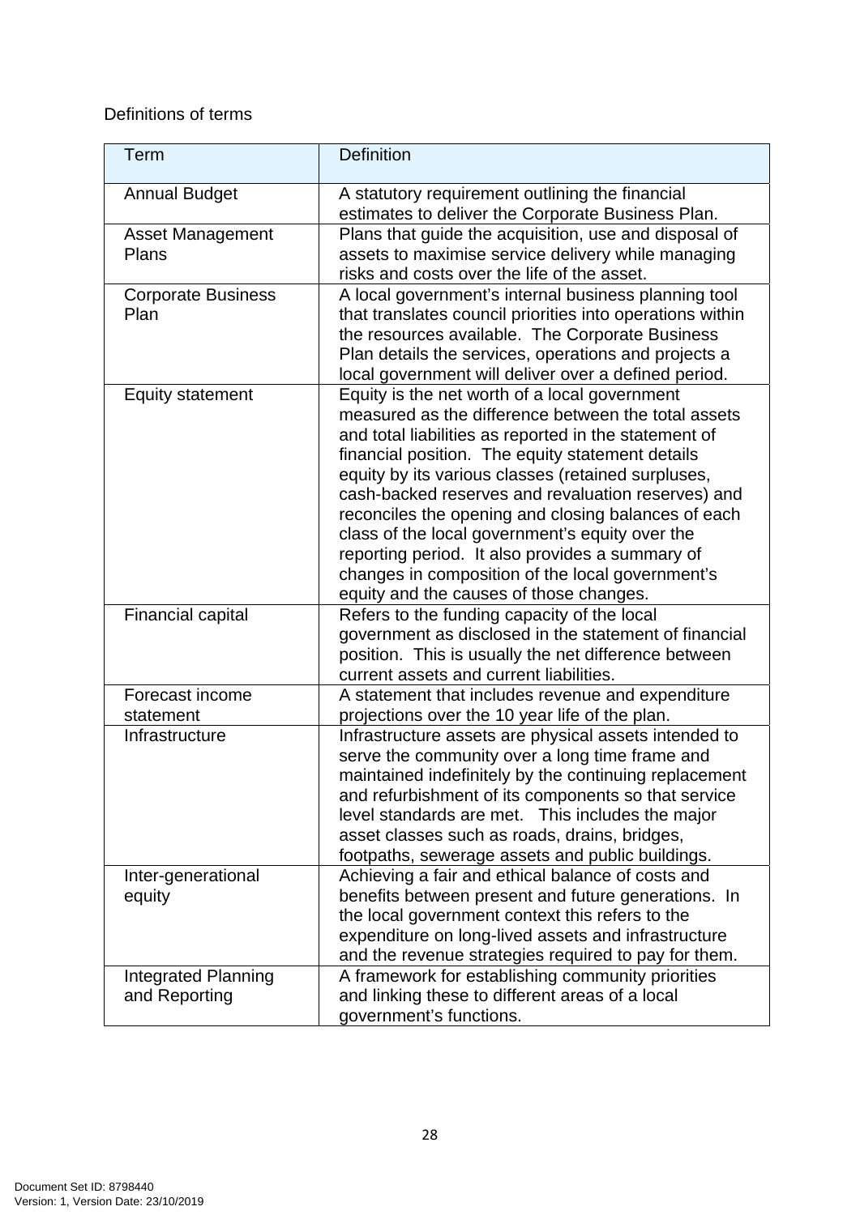Definitions of terms

| Term | Definition |
|---|---|
| Annual Budget | A statutory requirement outlining the financial estimates to deliver the Corporate Business Plan. |
| Asset Management Plans | Plans that guide the acquisition, use and disposal of assets to maximise service delivery while managing risks and costs over the life of the asset. |
| Corporate Business Plan | A local government's internal business planning tool that translates council priorities into operations within the resources available. The Corporate Business Plan details the services, operations and projects a local government will deliver over a defined period. |
| Equity statement | Equity is the net worth of a local government measured as the difference between the total assets and total liabilities as reported in the statement of financial position. The equity statement details equity by its various classes (retained surpluses, cash-backed reserves and revaluation reserves) and reconciles the opening and closing balances of each class of the local government's equity over the reporting period. It also provides a summary of changes in composition of the local government's equity and the causes of those changes. |
| Financial capital | Refers to the funding capacity of the local government as disclosed in the statement of financial position. This is usually the net difference between current assets and current liabilities. |
| Forecast income statement | A statement that includes revenue and expenditure projections over the 10 year life of the plan. |
| Infrastructure | Infrastructure assets are physical assets intended to serve the community over a long time frame and maintained indefinitely by the continuing replacement and refurbishment of its components so that service level standards are met. This includes the major asset classes such as roads, drains, bridges, footpaths, sewerage assets and public buildings. |
| Inter-generational equity | Achieving a fair and ethical balance of costs and benefits between present and future generations. In the local government context this refers to the expenditure on long-lived assets and infrastructure and the revenue strategies required to pay for them. |
| Integrated Planning and Reporting | A framework for establishing community priorities and linking these to different areas of a local government's functions. |

Document Set ID: 8798440
Version: 1, Version Date: 23/10/2019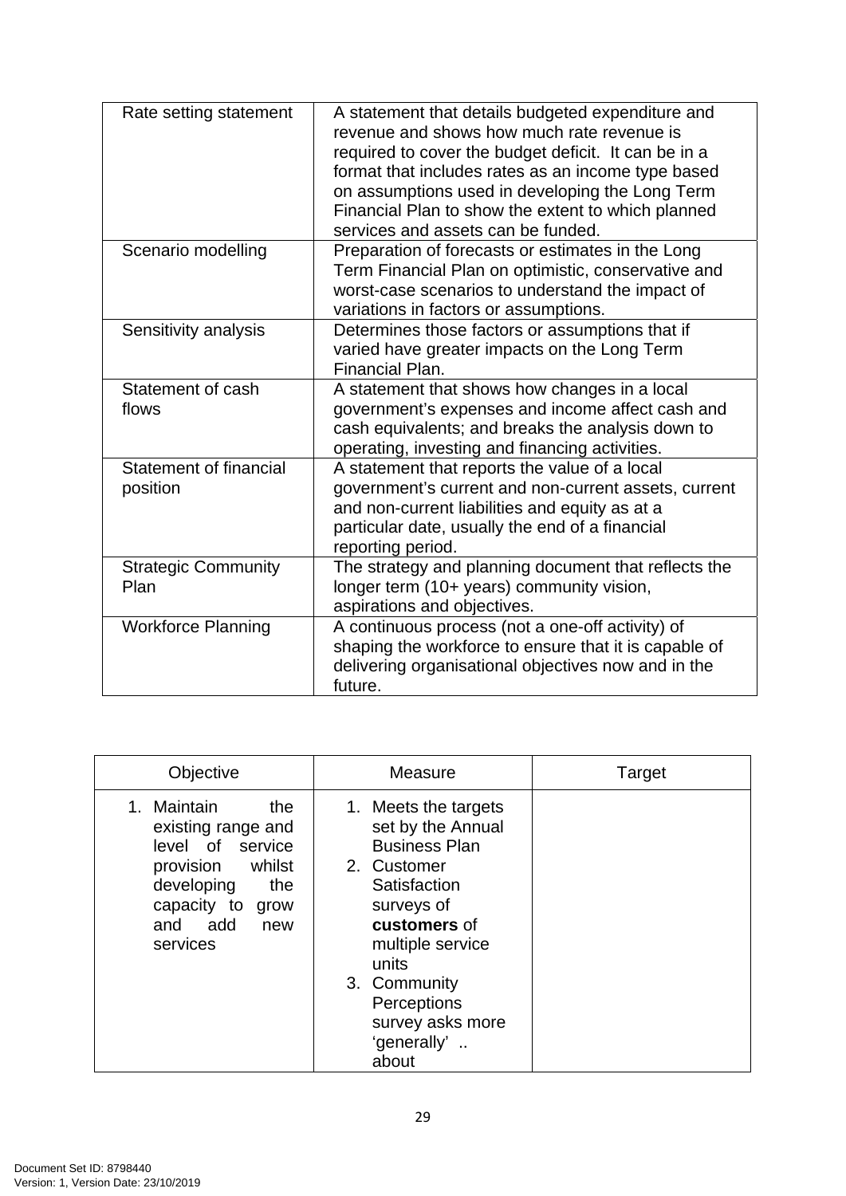| | |
|---|---|
| Rate setting statement | A statement that details budgeted expenditure and revenue and shows how much rate revenue is required to cover the budget deficit. It can be in a format that includes rates as an income type based on assumptions used in developing the Long Term Financial Plan to show the extent to which planned services and assets can be funded. |
| Scenario modelling | Preparation of forecasts or estimates in the Long Term Financial Plan on optimistic, conservative and worst-case scenarios to understand the impact of variations in factors or assumptions. |
| Sensitivity analysis | Determines those factors or assumptions that if varied have greater impacts on the Long Term Financial Plan. |
| Statement of cash flows | A statement that shows how changes in a local government's expenses and income affect cash and cash equivalents; and breaks the analysis down to operating, investing and financing activities. |
| Statement of financial position | A statement that reports the value of a local government's current and non-current assets, current and non-current liabilities and equity as at a particular date, usually the end of a financial reporting period. |
| Strategic Community Plan | The strategy and planning document that reflects the longer term (10+ years) community vision, aspirations and objectives. |
| Workforce Planning | A continuous process (not a one-off activity) of shaping the workforce to ensure that it is capable of delivering organisational objectives now and in the future. |

| Objective | Measure | Target |
|---|---|---|
| 1. Maintain the existing range and level of service provision whilst developing the capacity to grow and add new services | 1. Meets the targets set by the Annual Business Plan<br>2. Customer Satisfaction surveys of **customers** of multiple service units<br>3. Community Perceptions survey asks more 'generally' .. about | |

Document Set ID: 8798440
Version: 1, Version Date: 23/10/2019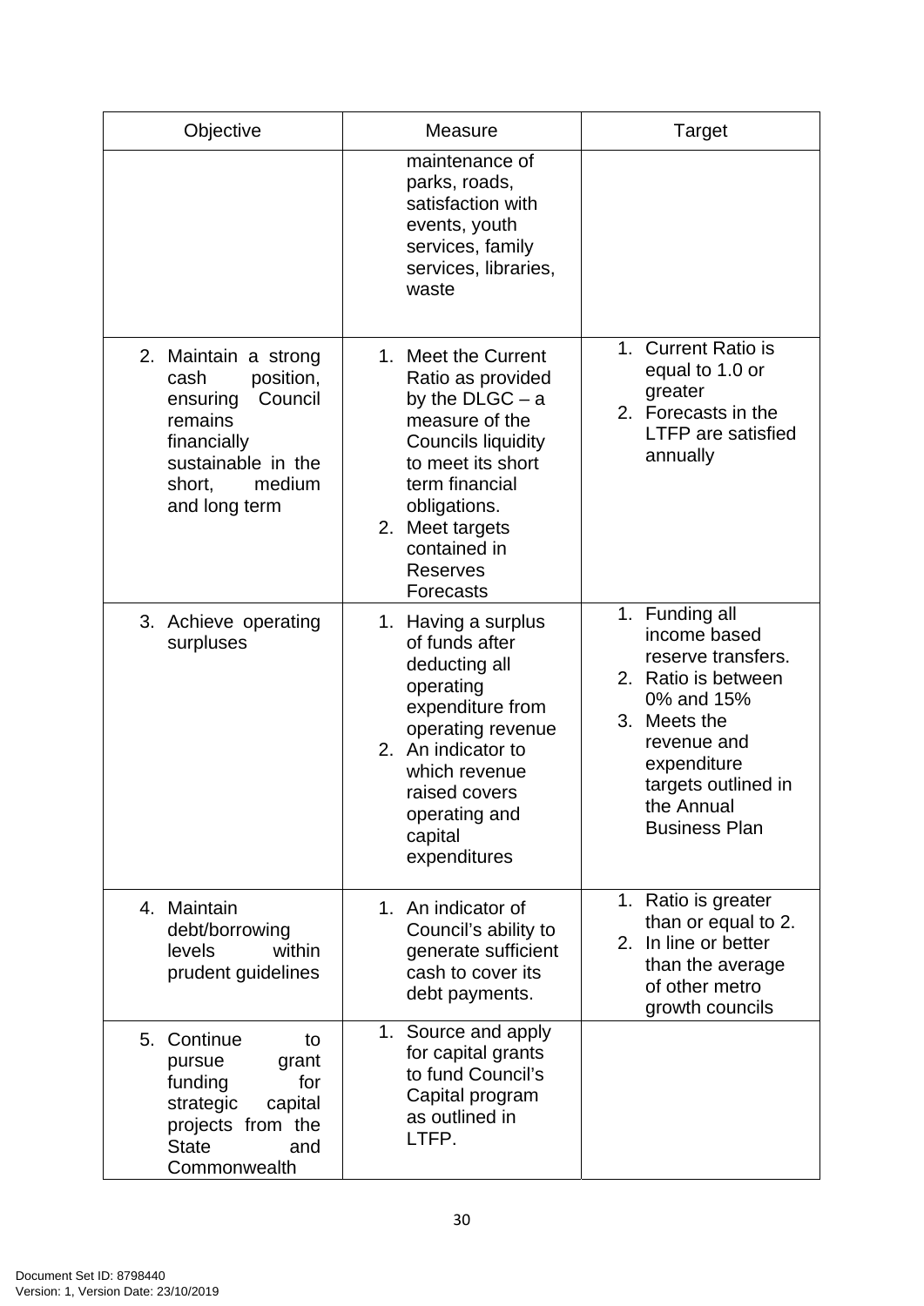| Objective | Measure | Target |
|---|---|---|
| | maintenance of parks, roads, satisfaction with events, youth services, family services, libraries, waste | |
| 2. Maintain a strong cash position, ensuring Council remains financially sustainable in the short, medium and long term | 1. Meet the Current Ratio as provided by the DLGC – a measure of the Councils liquidity to meet its short term financial obligations.<br>2. Meet targets contained in Reserves Forecasts | 1. Current Ratio is equal to 1.0 or greater<br>2. Forecasts in the LTFP are satisfied annually |
| 3. Achieve operating surpluses | 1. Having a surplus of funds after deducting all operating expenditure from operating revenue<br>2. An indicator to which revenue raised covers operating and capital expenditures | 1. Funding all income based reserve transfers.<br>2. Ratio is between 0% and 15%<br>3. Meets the revenue and expenditure targets outlined in the Annual Business Plan |
| 4. Maintain debt/borrowing levels within prudent guidelines | 1. An indicator of Council's ability to generate sufficient cash to cover its debt payments. | 1. Ratio is greater than or equal to 2.<br>2. In line or better than the average of other metro growth councils |
| 5. Continue to pursue grant funding for strategic capital projects from the State and Commonwealth | 1. Source and apply for capital grants to fund Council's Capital program as outlined in LTFP. | |

Document Set ID: 8798440
Version: 1, Version Date: 23/10/2019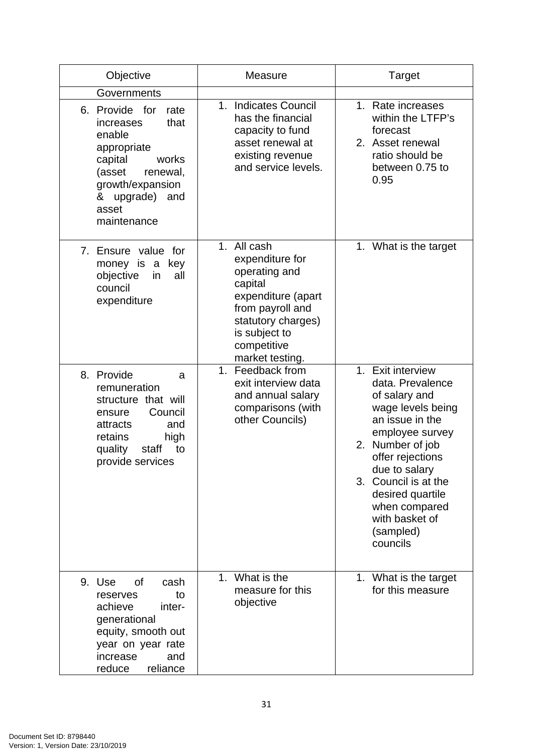| Objective | Measure | Target |
| --- | --- | --- |
| Governments | | |
| 6. Provide for rate increases that enable appropriate capital works (asset renewal, growth/expansion & upgrade) and asset maintenance | 1. Indicates Council has the financial capacity to fund asset renewal at existing revenue and service levels. | 1. Rate increases within the LTFP's forecast<br>2. Asset renewal ratio should be between 0.75 to 0.95 |
| 7. Ensure value for money is a key objective in all council expenditure | 1. All cash expenditure for operating and capital expenditure (apart from payroll and statutory charges) is subject to competitive market testing. | 1. What is the target |
| 8. Provide a remuneration structure that will ensure Council attracts and retains high quality staff to provide services | 1. Feedback from exit interview data and annual salary comparisons (with other Councils) | 1. Exit interview data. Prevalence of salary and wage levels being an issue in the employee survey<br>2. Number of job offer rejections due to salary<br>3. Council is at the desired quartile when compared with basket of (sampled) councils |
| 9. Use of cash reserves to achieve inter-generational equity, smooth out year on year rate increase and reduce reliance | 1. What is the measure for this objective | 1. What is the target for this measure |

Document Set ID: 8798440
Version: 1, Version Date: 23/10/2019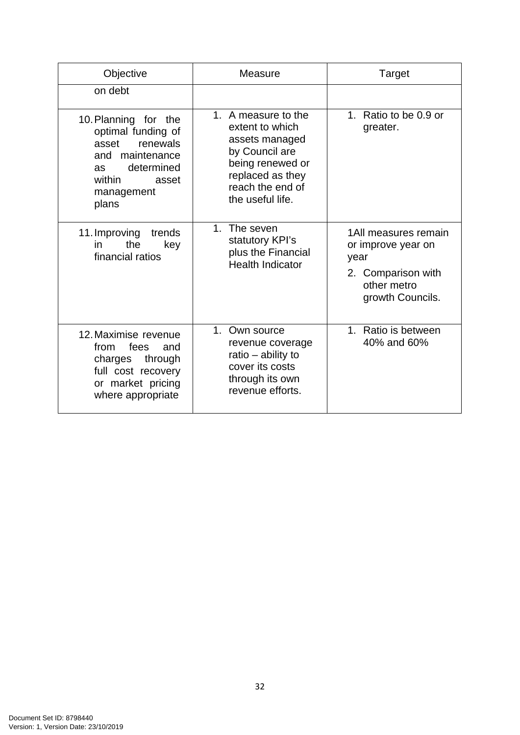| Objective | Measure | Target |
| --- | --- | --- |
| on debt | | |
| 10. Planning for the optimal funding of asset renewals and maintenance as determined within asset management plans | 1. A measure to the extent to which assets managed by Council are being renewed or replaced as they reach the end of the useful life. | 1. Ratio to be 0.9 or greater. |
| 11. Improving trends in the key financial ratios | 1. The seven statutory KPI's plus the Financial Health Indicator | 1All measures remain or improve year on year<br>2. Comparison with other metro growth Councils. |
| 12. Maximise revenue from fees and charges through full cost recovery or market pricing where appropriate | 1. Own source revenue coverage ratio – ability to cover its costs through its own revenue efforts. | 1. Ratio is between 40% and 60% |

Document Set ID: 8798440
Version: 1, Version Date: 23/10/2019